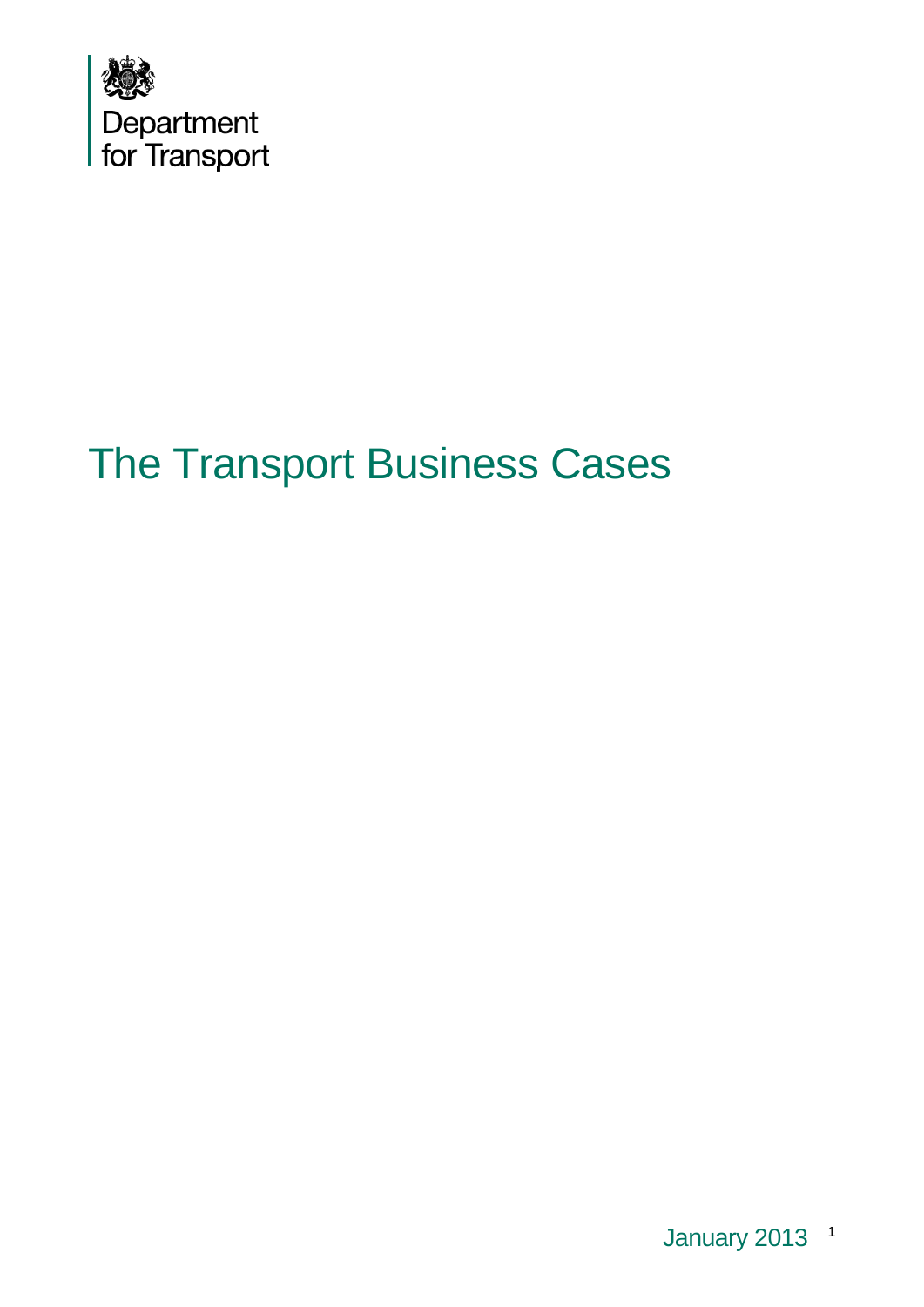Department for Transport

# The Transport Business Cases

January 2013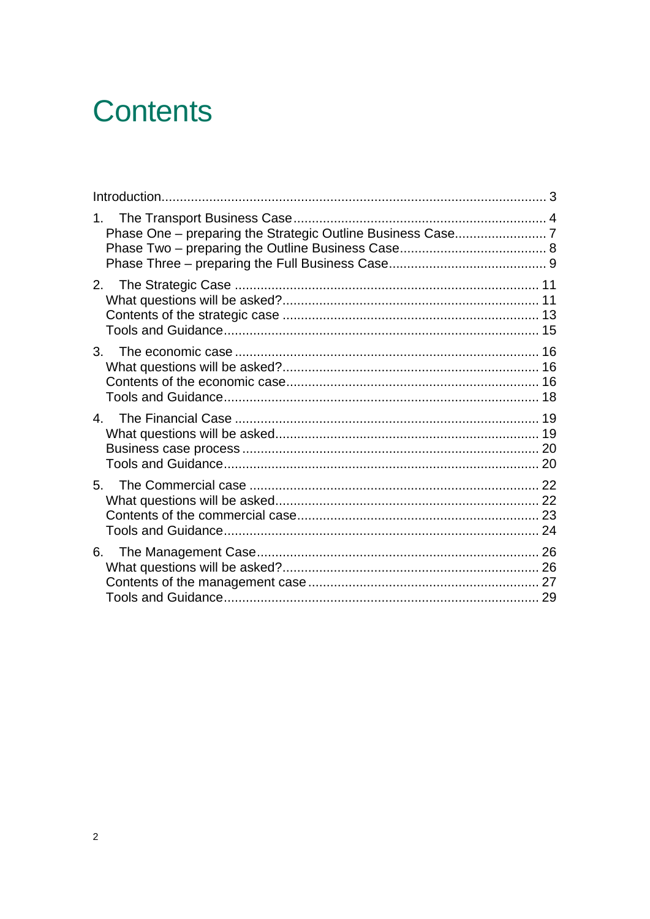# Contents

Introduction....................................................................................................... 3

1. The Transport Business Case .................................................................... 4
   Phase One – preparing the Strategic Outline Business Case......................... 7
   Phase Two – preparing the Outline Business Case........................................ 8
   Phase Three – preparing the Full Business Case........................................... 9

2. The Strategic Case .................................................................................. 11
   What questions will be asked?..................................................................... 11
   Contents of the strategic case ...................................................................... 13
   Tools and Guidance...................................................................................... 15

3. The economic case .................................................................................. 16
   What questions will be asked?..................................................................... 16
   Contents of the economic case..................................................................... 16
   Tools and Guidance...................................................................................... 18

4. The Financial Case .................................................................................. 19
   What questions will be asked........................................................................ 19
   Business case process ................................................................................. 20
   Tools and Guidance...................................................................................... 20

5. The Commercial case .............................................................................. 22
   What questions will be asked........................................................................ 22
   Contents of the commercial case.................................................................. 23
   Tools and Guidance...................................................................................... 24

6. The Management Case............................................................................ 26
   What questions will be asked?..................................................................... 26
   Contents of the management case ............................................................... 27
   Tools and Guidance...................................................................................... 29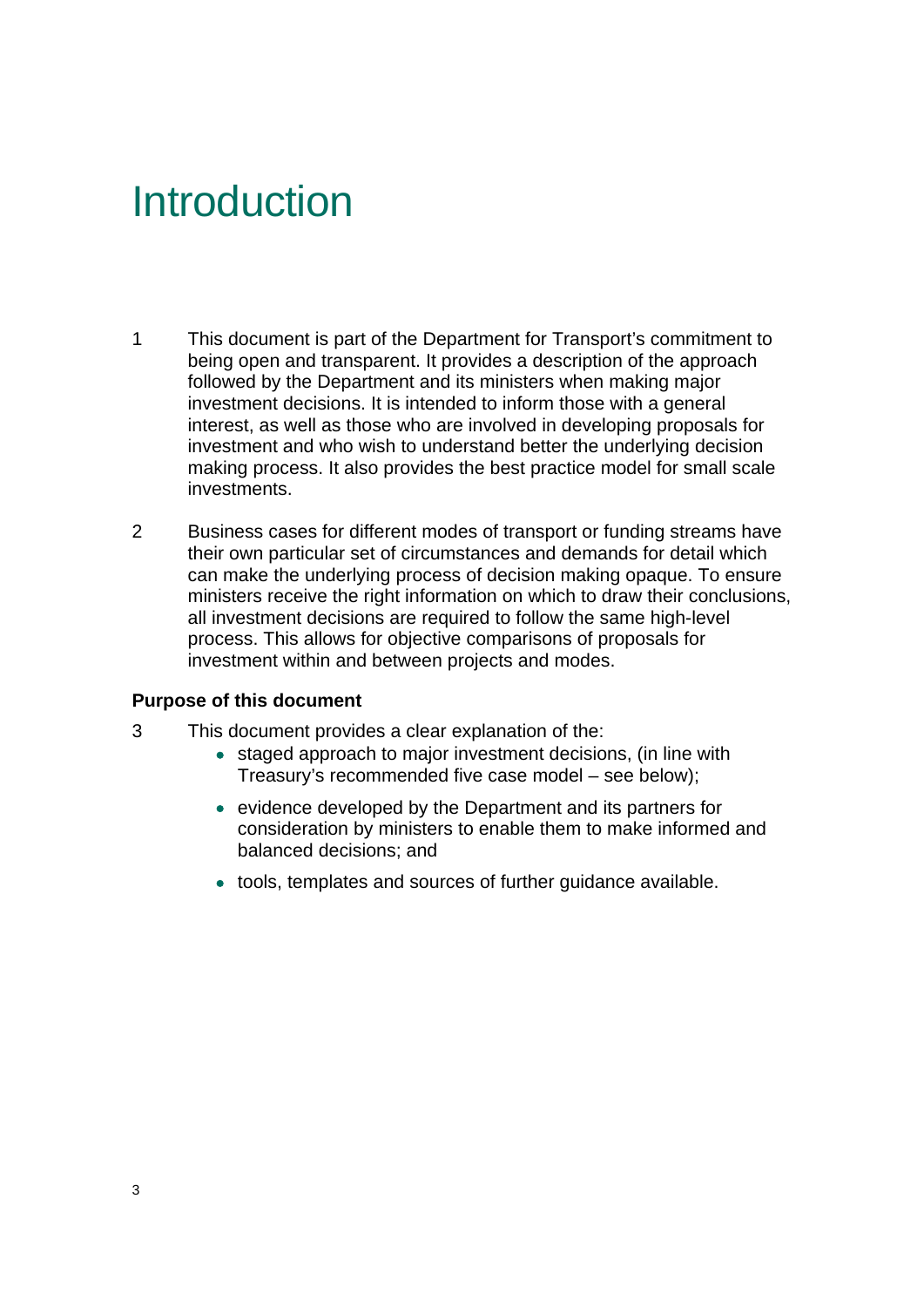# Introduction

1 This document is part of the Department for Transport's commitment to being open and transparent. It provides a description of the approach followed by the Department and its ministers when making major investment decisions. It is intended to inform those with a general interest, as well as those who are involved in developing proposals for investment and who wish to understand better the underlying decision making process. It also provides the best practice model for small scale investments.

2 Business cases for different modes of transport or funding streams have their own particular set of circumstances and demands for detail which can make the underlying process of decision making opaque. To ensure ministers receive the right information on which to draw their conclusions, all investment decisions are required to follow the same high-level process. This allows for objective comparisons of proposals for investment within and between projects and modes.

**Purpose of this document**

3 This document provides a clear explanation of the:

- staged approach to major investment decisions, (in line with Treasury's recommended five case model – see below);
- evidence developed by the Department and its partners for consideration by ministers to enable them to make informed and balanced decisions; and
- tools, templates and sources of further guidance available.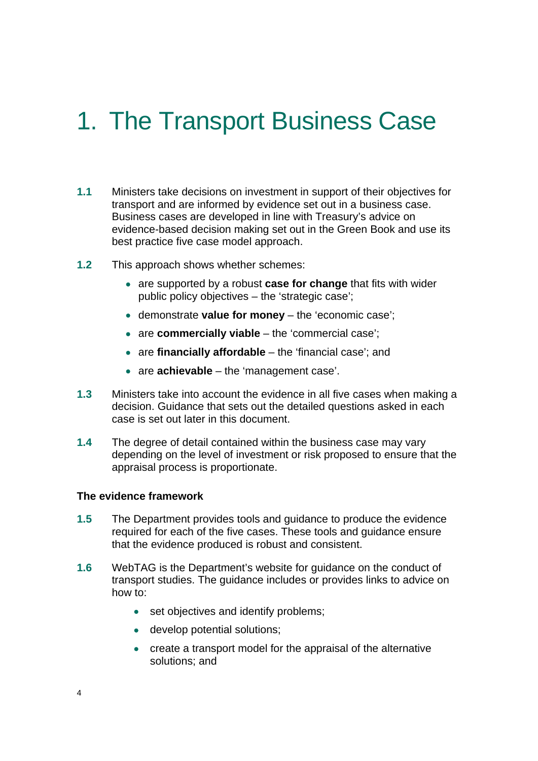# 1. The Transport Business Case

**1.1** Ministers take decisions on investment in support of their objectives for transport and are informed by evidence set out in a business case. Business cases are developed in line with Treasury's advice on evidence-based decision making set out in the Green Book and use its best practice five case model approach.

**1.2** This approach shows whether schemes:

- are supported by a robust **case for change** that fits with wider public policy objectives – the 'strategic case';
- demonstrate **value for money** – the 'economic case';
- are **commercially viable** – the 'commercial case';
- are **financially affordable** – the 'financial case'; and
- are **achievable** – the 'management case'.

**1.3** Ministers take into account the evidence in all five cases when making a decision. Guidance that sets out the detailed questions asked in each case is set out later in this document.

**1.4** The degree of detail contained within the business case may vary depending on the level of investment or risk proposed to ensure that the appraisal process is proportionate.

**The evidence framework**

**1.5** The Department provides tools and guidance to produce the evidence required for each of the five cases. These tools and guidance ensure that the evidence produced is robust and consistent.

**1.6** WebTAG is the Department's website for guidance on the conduct of transport studies. The guidance includes or provides links to advice on how to:

- set objectives and identify problems;
- develop potential solutions;
- create a transport model for the appraisal of the alternative solutions; and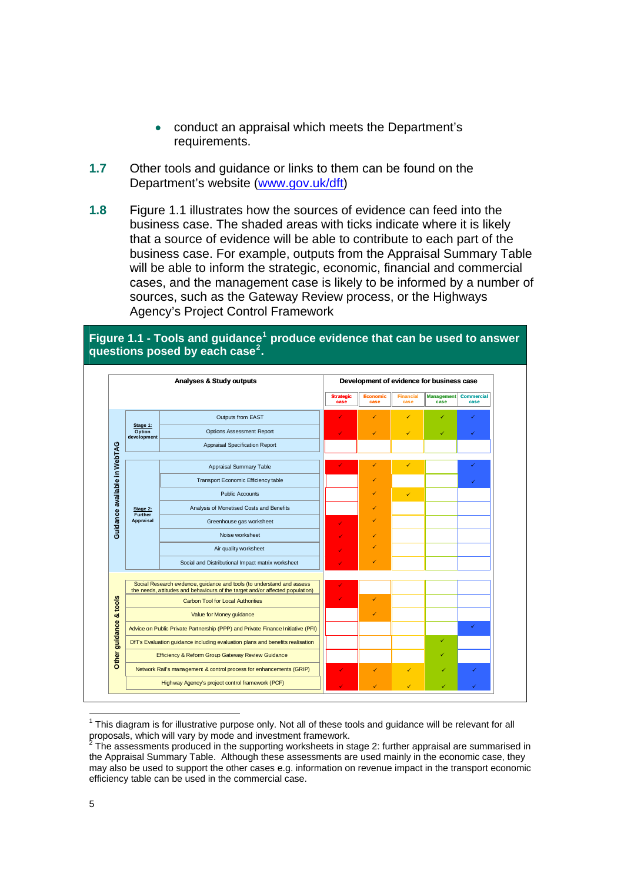- conduct an appraisal which meets the Department's requirements.

**1.7** Other tools and guidance or links to them can be found on the Department's website (www.gov.uk/dft)

**1.8** Figure 1.1 illustrates how the sources of evidence can feed into the business case. The shaded areas with ticks indicate where it is likely that a source of evidence will be able to contribute to each part of the business case. For example, outputs from the Appraisal Summary Table will be able to inform the strategic, economic, financial and commercial cases, and the management case is likely to be informed by a number of sources, such as the Gateway Review process, or the Highways Agency's Project Control Framework

**Figure 1.1 - Tools and guidance[1] produce evidence that can be used to answer questions posed by each case[2].**

| Analyses & Study outputs | | | Development of evidence for business case | | | | |
|---|---|---|---|---|---|---|---|
| | | | Strategic case | Economic case | Financial case | Management case | Commercial case |
| Guidance available in WebTAG | Stage 1: Option development | Outputs from EAST | ✓ | ✓ | ✓ | ✓ | ✓ |
| | | Options Assessment Report | ✓ | ✓ | ✓ | ✓ | ✓ |
| | | Appraisal Specification Report | | | | | |
| | Stage 2: Further Appraisal | Appraisal Summary Table | ✓ | ✓ | ✓ | | ✓ |
| | | Transport Economic Efficiency table | | ✓ | | | ✓ |
| | | Public Accounts | | ✓ | ✓ | | |
| | | Analysis of Monetised Costs and Benefits | | ✓ | | | |
| | | Greenhouse gas worksheet | ✓ | ✓ | | | |
| | | Noise worksheet | ✓ | ✓ | | | |
| | | Air quality worksheet | ✓ | ✓ | | | |
| | | Social and Distributional Impact matrix worksheet | ✓ | ✓ | | | |
| Other guidance & tools | | Social Research evidence, guidance and tools (to understand and assess the needs, attitudes and behaviours of the target and/or affected population) | ✓ | | | | |
| | | Carbon Tool for Local Authorities | ✓ | ✓ | | | |
| | | Value for Money guidance | | ✓ | | | |
| | | Advice on Public Private Partnership (PPP) and Private Finance Initiative (PFI) | | | | | ✓ |
| | | DfT's Evaluation guidance including evaluation plans and benefits realisation | | | | ✓ | |
| | | Efficiency & Reform Group Gateway Review Guidance | | | | ✓ | |
| | | Network Rail's management & control process for enhancements (GRIP) | ✓ | ✓ | ✓ | ✓ | ✓ |
| | | Highway Agency's project control framework (PCF) | ✓ | ✓ | ✓ | ✓ | ✓ |

[1] This diagram is for illustrative purpose only. Not all of these tools and guidance will be relevant for all proposals, which will vary by mode and investment framework.

[2] The assessments produced in the supporting worksheets in stage 2: further appraisal are summarised in the Appraisal Summary Table. Although these assessments are used mainly in the economic case, they may also be used to support the other cases e.g. information on revenue impact in the transport economic efficiency table can be used in the commercial case.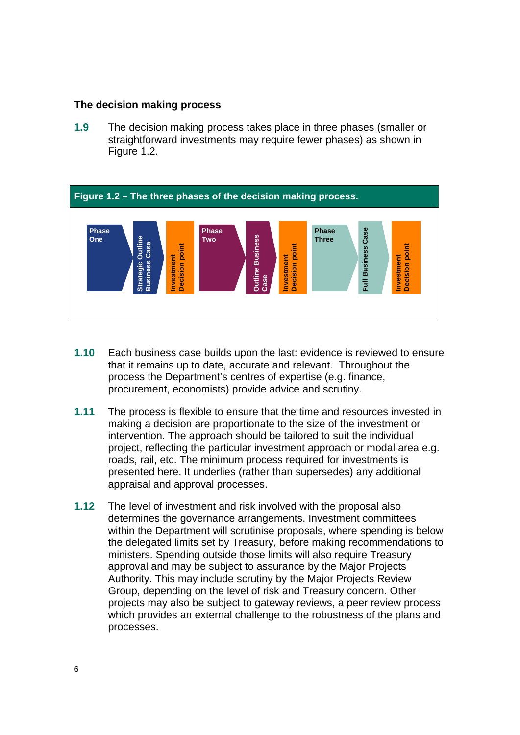### The decision making process

**1.9** The decision making process takes place in three phases (smaller or straightforward investments may require fewer phases) as shown in Figure 1.2.

**Figure 1.2 – The three phases of the decision making process.**

Phase One
Strategic Outline Business Case
Investment Decision point
Phase Two
Outline Business Case
Investment Decision point
Phase Three
Full Business Case
Investment Decision point

**1.10** Each business case builds upon the last: evidence is reviewed to ensure that it remains up to date, accurate and relevant. Throughout the process the Department's centres of expertise (e.g. finance, procurement, economists) provide advice and scrutiny.

**1.11** The process is flexible to ensure that the time and resources invested in making a decision are proportionate to the size of the investment or intervention. The approach should be tailored to suit the individual project, reflecting the particular investment approach or modal area e.g. roads, rail, etc. The minimum process required for investments is presented here. It underlies (rather than supersedes) any additional appraisal and approval processes.

**1.12** The level of investment and risk involved with the proposal also determines the governance arrangements. Investment committees within the Department will scrutinise proposals, where spending is below the delegated limits set by Treasury, before making recommendations to ministers. Spending outside those limits will also require Treasury approval and may be subject to assurance by the Major Projects Authority. This may include scrutiny by the Major Projects Review Group, depending on the level of risk and Treasury concern. Other projects may also be subject to gateway reviews, a peer review process which provides an external challenge to the robustness of the plans and processes.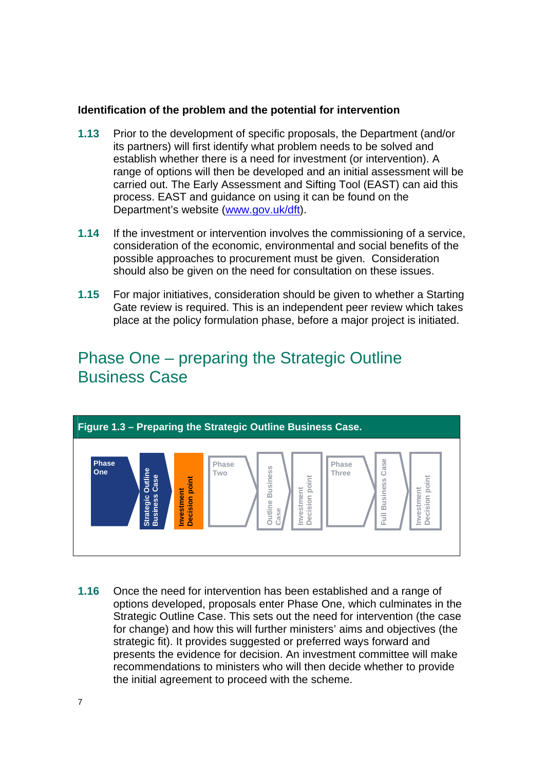### Identification of the problem and the potential for intervention

**1.13** Prior to the development of specific proposals, the Department (and/or its partners) will first identify what problem needs to be solved and establish whether there is a need for investment (or intervention). A range of options will then be developed and an initial assessment will be carried out. The Early Assessment and Sifting Tool (EAST) can aid this process. EAST and guidance on using it can be found on the Department's website (www.gov.uk/dft).

**1.14** If the investment or intervention involves the commissioning of a service, consideration of the economic, environmental and social benefits of the possible approaches to procurement must be given. Consideration should also be given on the need for consultation on these issues.

**1.15** For major initiatives, consideration should be given to whether a Starting Gate review is required. This is an independent peer review which takes place at the policy formulation phase, before a major project is initiated.

## Phase One – preparing the Strategic Outline Business Case

**Figure 1.3 – Preparing the Strategic Outline Business Case.**

Phase One
Strategic Outline Business Case
Investment Decision point
Phase Two
Outline Business Case
Investment Decision point
Phase Three
Full Business Case
Investment Decision point

**1.16** Once the need for intervention has been established and a range of options developed, proposals enter Phase One, which culminates in the Strategic Outline Case. This sets out the need for intervention (the case for change) and how this will further ministers' aims and objectives (the strategic fit). It provides suggested or preferred ways forward and presents the evidence for decision. An investment committee will make recommendations to ministers who will then decide whether to provide the initial agreement to proceed with the scheme.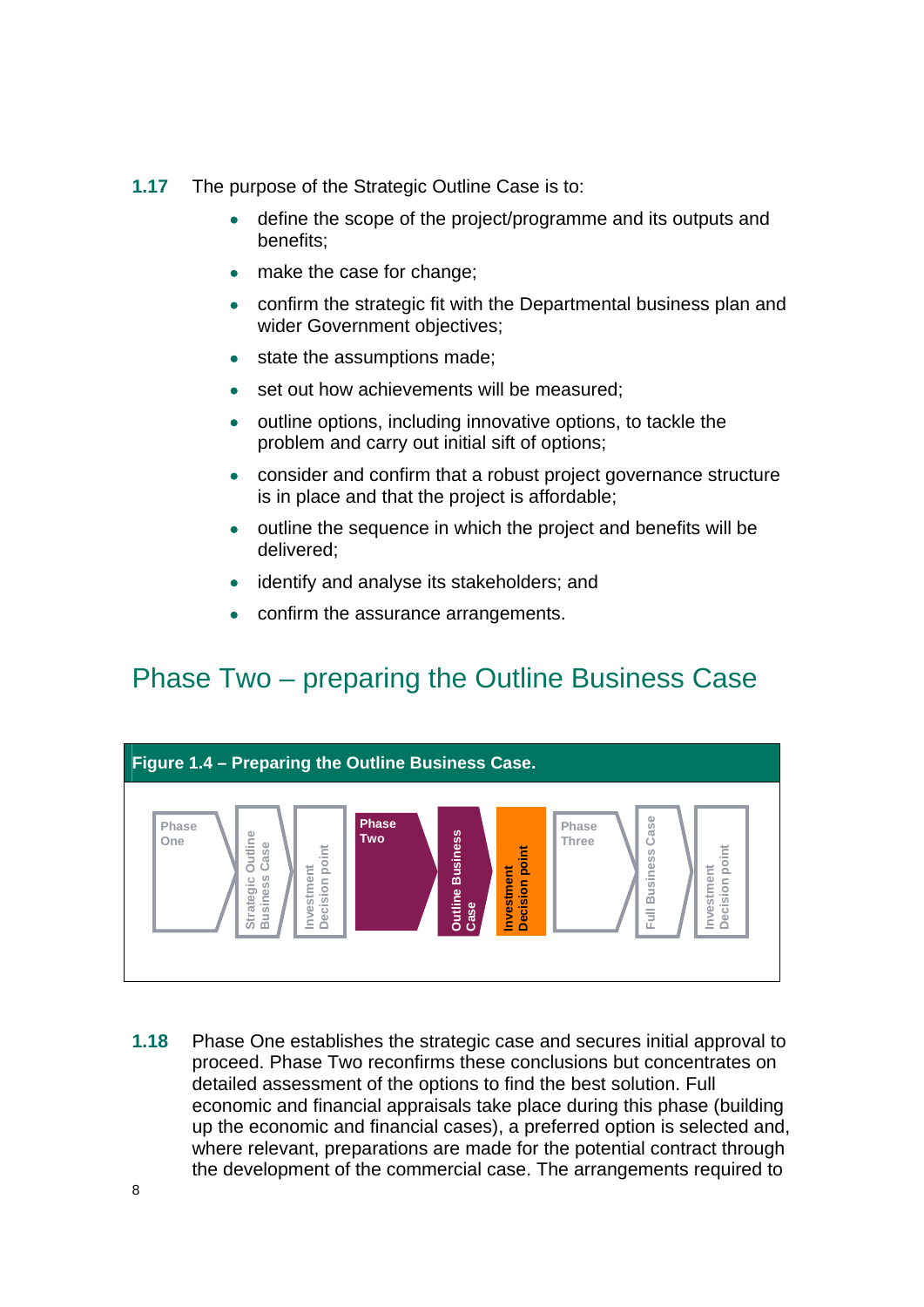**1.17** The purpose of the Strategic Outline Case is to:

- define the scope of the project/programme and its outputs and benefits;
- make the case for change;
- confirm the strategic fit with the Departmental business plan and wider Government objectives;
- state the assumptions made;
- set out how achievements will be measured;
- outline options, including innovative options, to tackle the problem and carry out initial sift of options;
- consider and confirm that a robust project governance structure is in place and that the project is affordable;
- outline the sequence in which the project and benefits will be delivered;
- identify and analyse its stakeholders; and
- confirm the assurance arrangements.

## Phase Two – preparing the Outline Business Case

**Figure 1.4 – Preparing the Outline Business Case.**

Phase One → Strategic Outline Business Case → Investment Decision point → **Phase Two** → **Outline Business Case** → **Investment Decision point** → Phase Three → Full Business Case → Investment Decision point

**1.18** Phase One establishes the strategic case and secures initial approval to proceed. Phase Two reconfirms these conclusions but concentrates on detailed assessment of the options to find the best solution. Full economic and financial appraisals take place during this phase (building up the economic and financial cases), a preferred option is selected and, where relevant, preparations are made for the potential contract through the development of the commercial case. The arrangements required to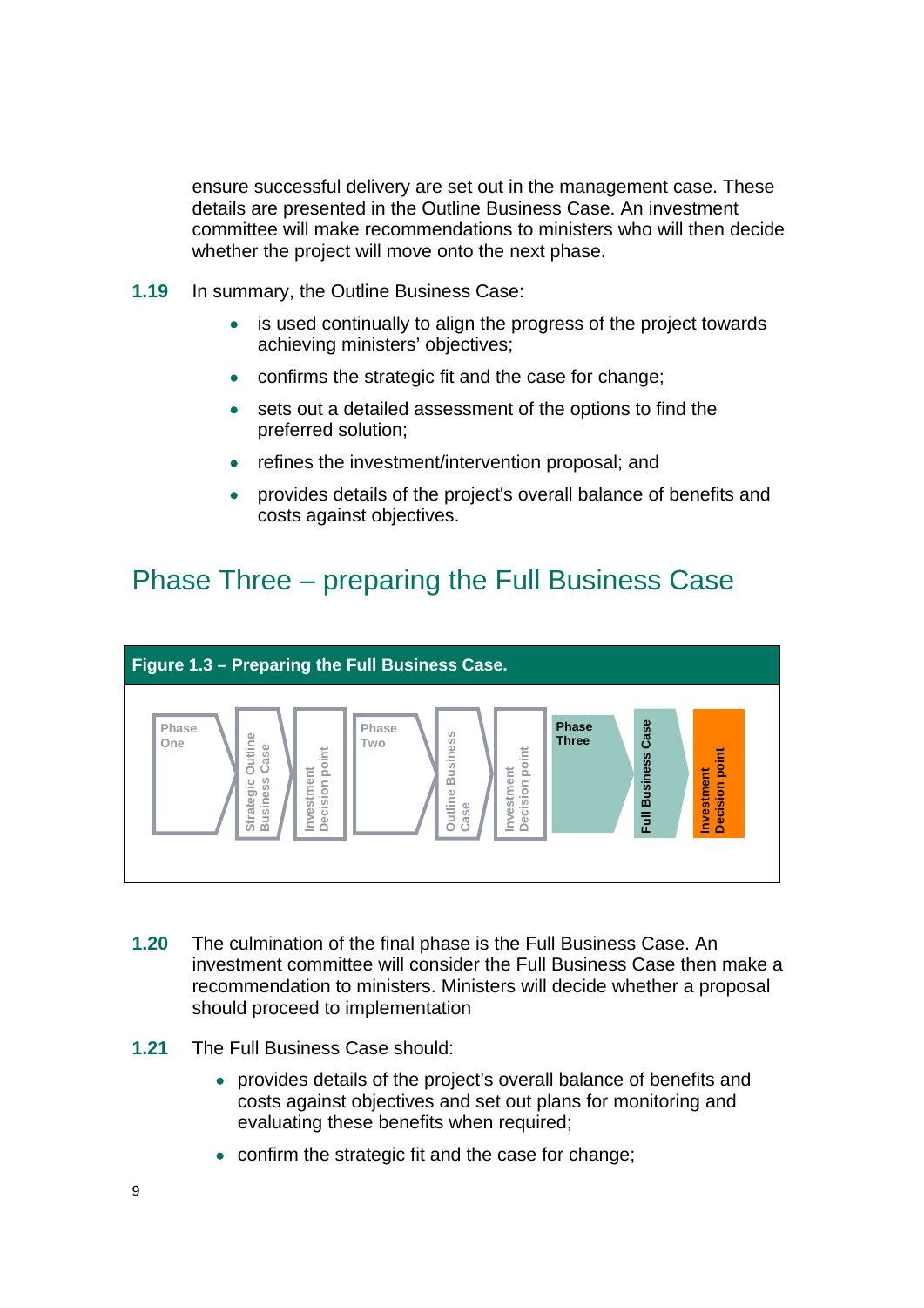ensure successful delivery are set out in the management case. These details are presented in the Outline Business Case. An investment committee will make recommendations to ministers who will then decide whether the project will move onto the next phase.

**1.19** In summary, the Outline Business Case:

- is used continually to align the progress of the project towards achieving ministers' objectives;
- confirms the strategic fit and the case for change;
- sets out a detailed assessment of the options to find the preferred solution;
- refines the investment/intervention proposal; and
- provides details of the project's overall balance of benefits and costs against objectives.

## Phase Three – preparing the Full Business Case

**Figure 1.3 – Preparing the Full Business Case.**

Phase One

Strategic Outline Business Case

Investment Decision point

Phase Two

Outline Business Case

Investment Decision point

Phase Three

Full Business Case

Investment Decision point

**1.20** The culmination of the final phase is the Full Business Case. An investment committee will consider the Full Business Case then make a recommendation to ministers. Ministers will decide whether a proposal should proceed to implementation

**1.21** The Full Business Case should:

- provides details of the project's overall balance of benefits and costs against objectives and set out plans for monitoring and evaluating these benefits when required;
- confirm the strategic fit and the case for change;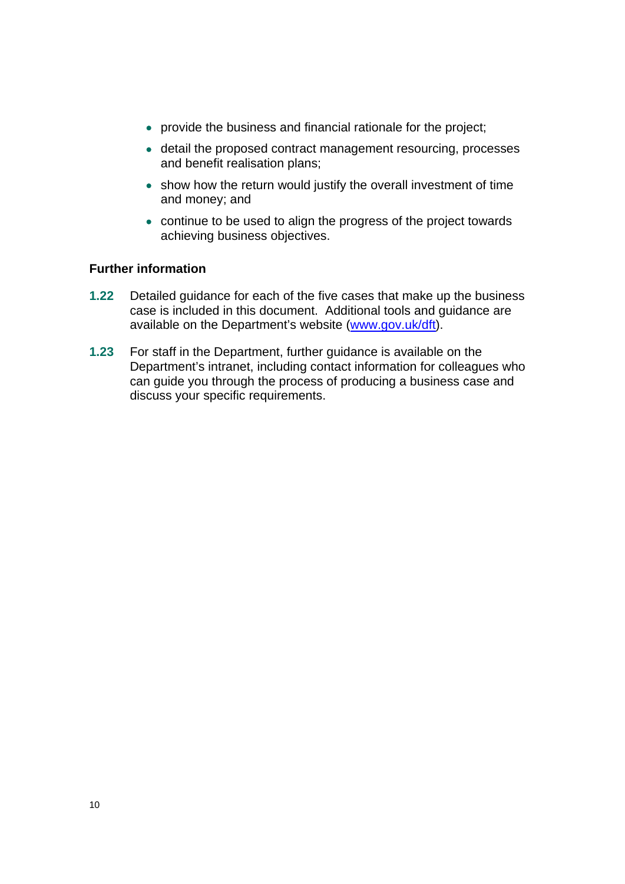- provide the business and financial rationale for the project;
- detail the proposed contract management resourcing, processes and benefit realisation plans;
- show how the return would justify the overall investment of time and money; and
- continue to be used to align the progress of the project towards achieving business objectives.

### Further information

**1.22** Detailed guidance for each of the five cases that make up the business case is included in this document. Additional tools and guidance are available on the Department's website ([www.gov.uk/dft](www.gov.uk/dft)).

**1.23** For staff in the Department, further guidance is available on the Department's intranet, including contact information for colleagues who can guide you through the process of producing a business case and discuss your specific requirements.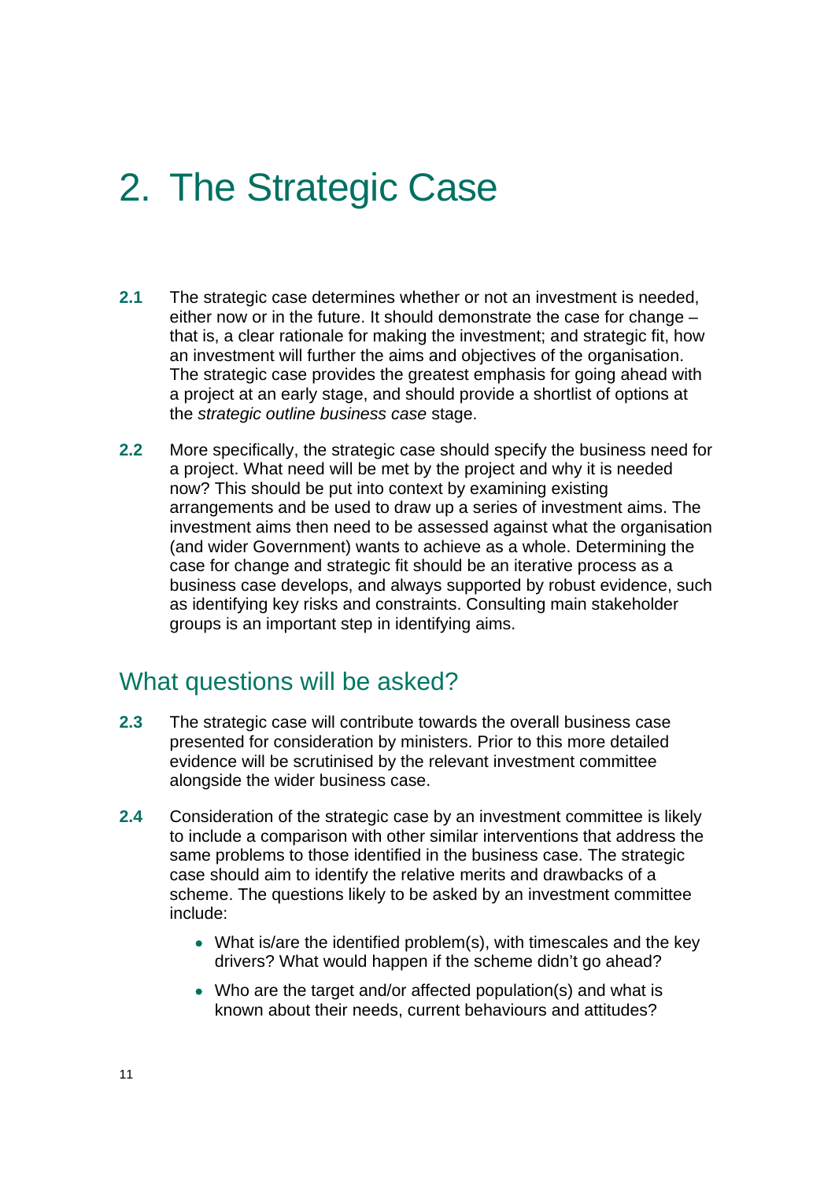# 2. The Strategic Case

**2.1** The strategic case determines whether or not an investment is needed, either now or in the future. It should demonstrate the case for change – that is, a clear rationale for making the investment; and strategic fit, how an investment will further the aims and objectives of the organisation. The strategic case provides the greatest emphasis for going ahead with a project at an early stage, and should provide a shortlist of options at the *strategic outline business case* stage.

**2.2** More specifically, the strategic case should specify the business need for a project. What need will be met by the project and why it is needed now? This should be put into context by examining existing arrangements and be used to draw up a series of investment aims. The investment aims then need to be assessed against what the organisation (and wider Government) wants to achieve as a whole. Determining the case for change and strategic fit should be an iterative process as a business case develops, and always supported by robust evidence, such as identifying key risks and constraints. Consulting main stakeholder groups is an important step in identifying aims.

## What questions will be asked?

**2.3** The strategic case will contribute towards the overall business case presented for consideration by ministers. Prior to this more detailed evidence will be scrutinised by the relevant investment committee alongside the wider business case.

**2.4** Consideration of the strategic case by an investment committee is likely to include a comparison with other similar interventions that address the same problems to those identified in the business case. The strategic case should aim to identify the relative merits and drawbacks of a scheme. The questions likely to be asked by an investment committee include:

- What is/are the identified problem(s), with timescales and the key drivers? What would happen if the scheme didn't go ahead?
- Who are the target and/or affected population(s) and what is known about their needs, current behaviours and attitudes?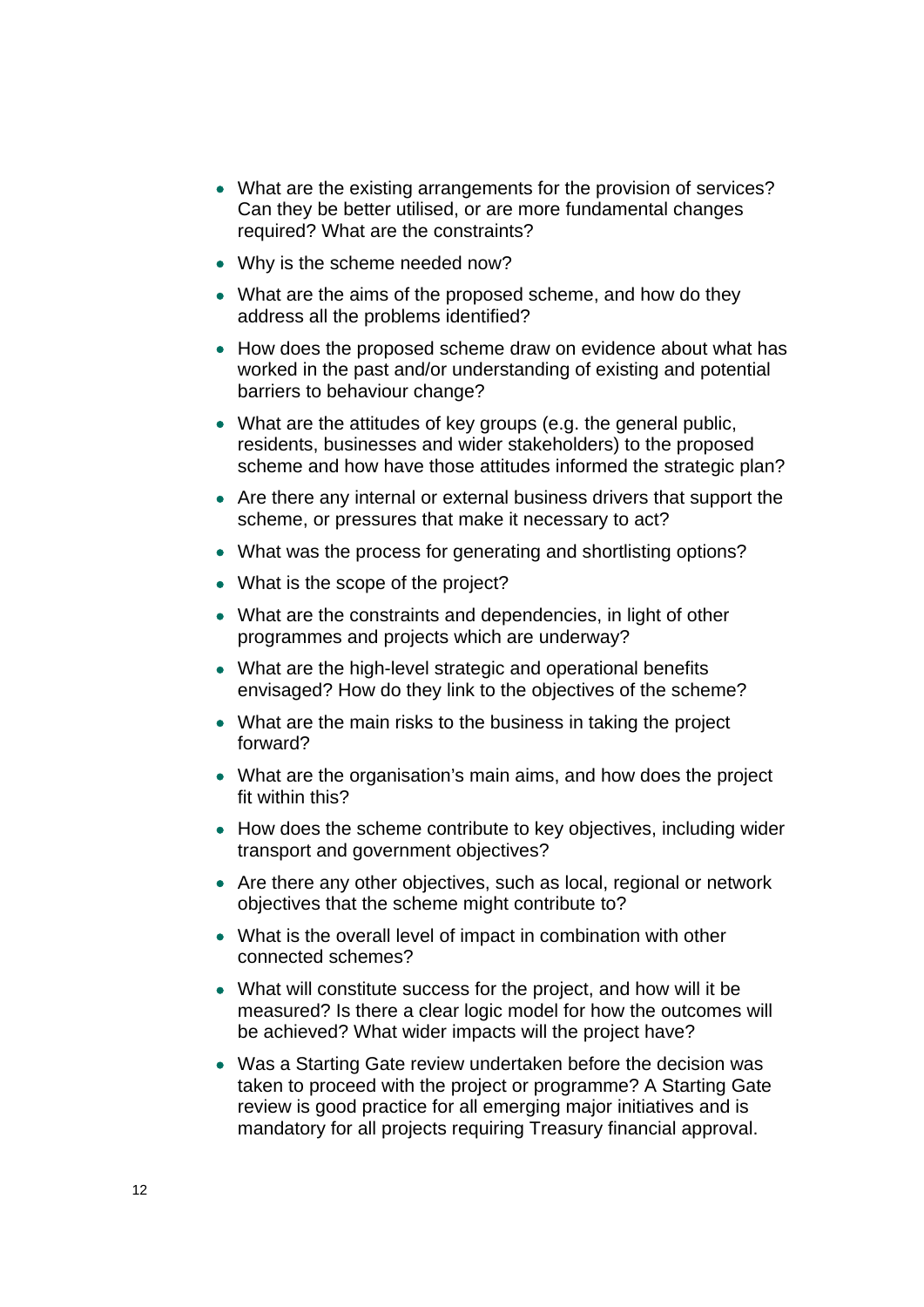- What are the existing arrangements for the provision of services? Can they be better utilised, or are more fundamental changes required? What are the constraints?
- Why is the scheme needed now?
- What are the aims of the proposed scheme, and how do they address all the problems identified?
- How does the proposed scheme draw on evidence about what has worked in the past and/or understanding of existing and potential barriers to behaviour change?
- What are the attitudes of key groups (e.g. the general public, residents, businesses and wider stakeholders) to the proposed scheme and how have those attitudes informed the strategic plan?
- Are there any internal or external business drivers that support the scheme, or pressures that make it necessary to act?
- What was the process for generating and shortlisting options?
- What is the scope of the project?
- What are the constraints and dependencies, in light of other programmes and projects which are underway?
- What are the high-level strategic and operational benefits envisaged? How do they link to the objectives of the scheme?
- What are the main risks to the business in taking the project forward?
- What are the organisation's main aims, and how does the project fit within this?
- How does the scheme contribute to key objectives, including wider transport and government objectives?
- Are there any other objectives, such as local, regional or network objectives that the scheme might contribute to?
- What is the overall level of impact in combination with other connected schemes?
- What will constitute success for the project, and how will it be measured? Is there a clear logic model for how the outcomes will be achieved? What wider impacts will the project have?
- Was a Starting Gate review undertaken before the decision was taken to proceed with the project or programme? A Starting Gate review is good practice for all emerging major initiatives and is mandatory for all projects requiring Treasury financial approval.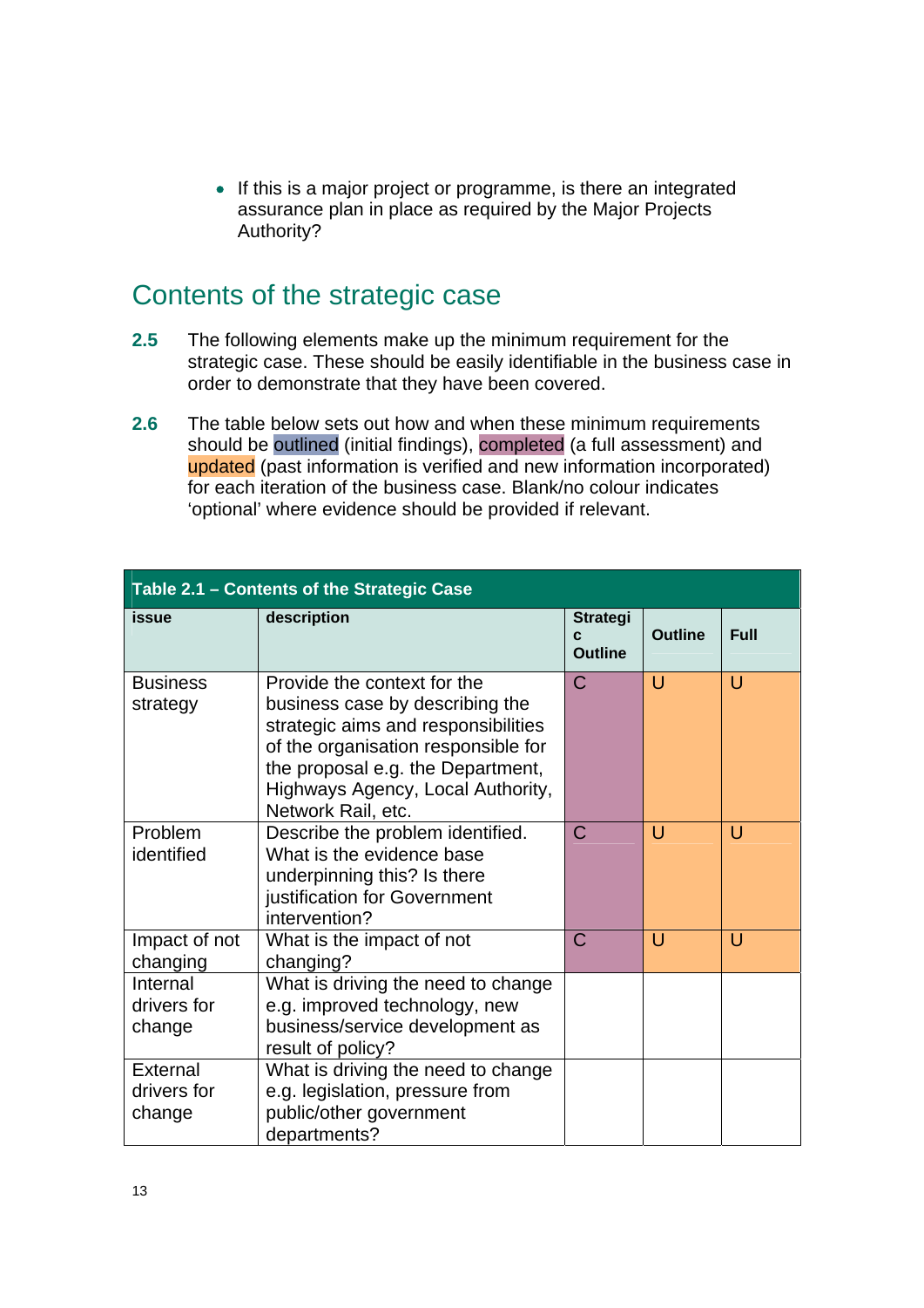- If this is a major project or programme, is there an integrated assurance plan in place as required by the Major Projects Authority?

## Contents of the strategic case

**2.5** The following elements make up the minimum requirement for the strategic case. These should be easily identifiable in the business case in order to demonstrate that they have been covered.

**2.6** The table below sets out how and when these minimum requirements should be outlined (initial findings), completed (a full assessment) and updated (past information is verified and new information incorporated) for each iteration of the business case. Blank/no colour indicates 'optional' where evidence should be provided if relevant.

**Table 2.1 – Contents of the Strategic Case**

| issue | description | Strategic Outline | Outline | Full |
|---|---|---|---|---|
| Business strategy | Provide the context for the business case by describing the strategic aims and responsibilities of the organisation responsible for the proposal e.g. the Department, Highways Agency, Local Authority, Network Rail, etc. | C | U | U |
| Problem identified | Describe the problem identified. What is the evidence base underpinning this? Is there justification for Government intervention? | C | U | U |
| Impact of not changing | What is the impact of not changing? | C | U | U |
| Internal drivers for change | What is driving the need to change e.g. improved technology, new business/service development as result of policy? | | | |
| External drivers for change | What is driving the need to change e.g. legislation, pressure from public/other government departments? | | | |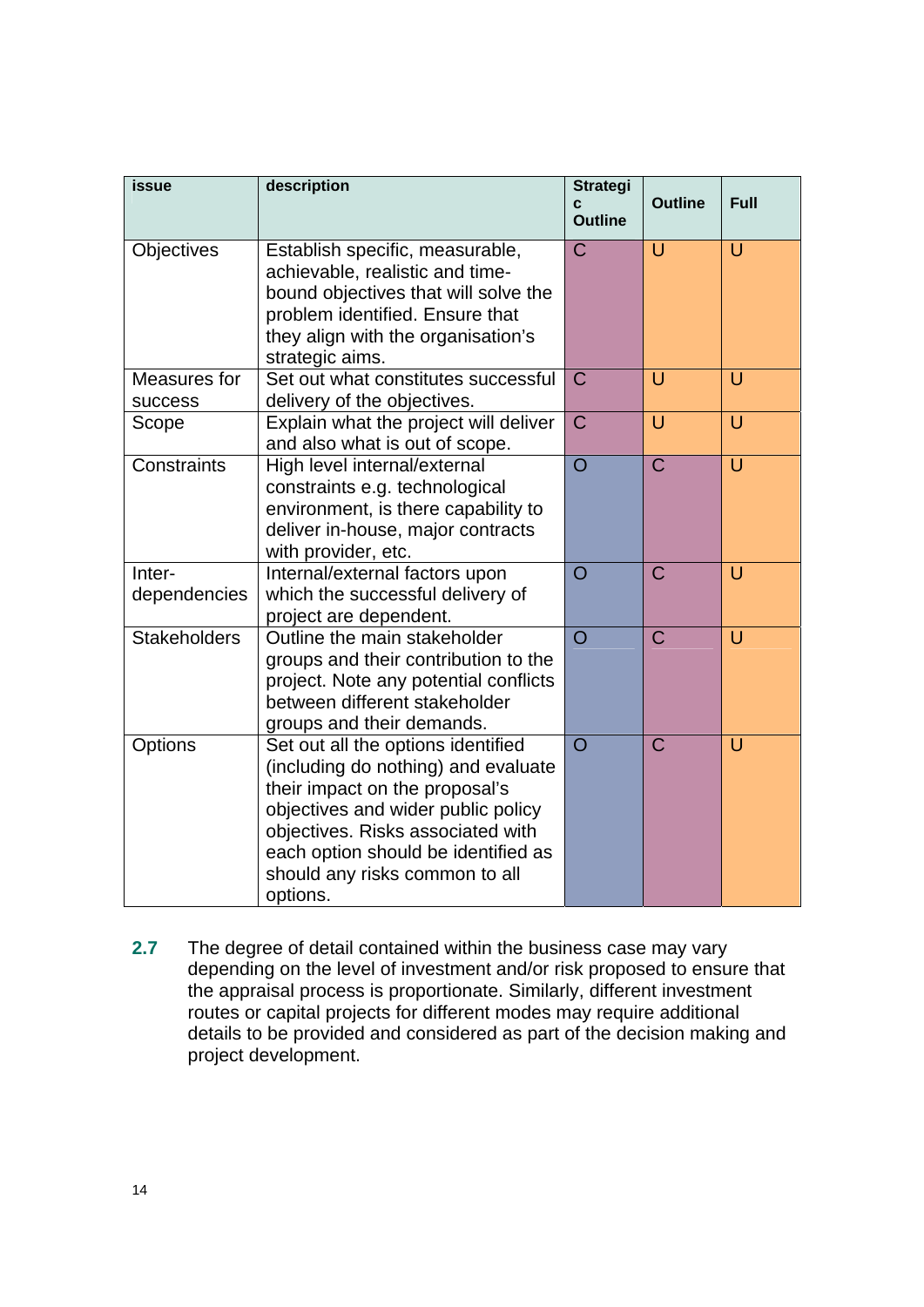| issue | description | Strategic Outline | Outline | Full |
|---|---|---|---|---|
| Objectives | Establish specific, measurable, achievable, realistic and time-bound objectives that will solve the problem identified. Ensure that they align with the organisation's strategic aims. | C | U | U |
| Measures for success | Set out what constitutes successful delivery of the objectives. | C | U | U |
| Scope | Explain what the project will deliver and also what is out of scope. | C | U | U |
| Constraints | High level internal/external constraints e.g. technological environment, is there capability to deliver in-house, major contracts with provider, etc. | O | C | U |
| Inter-dependencies | Internal/external factors upon which the successful delivery of project are dependent. | O | C | U |
| Stakeholders | Outline the main stakeholder groups and their contribution to the project. Note any potential conflicts between different stakeholder groups and their demands. | O | C | U |
| Options | Set out all the options identified (including do nothing) and evaluate their impact on the proposal's objectives and wider public policy objectives. Risks associated with each option should be identified as should any risks common to all options. | O | C | U |

**2.7** The degree of detail contained within the business case may vary depending on the level of investment and/or risk proposed to ensure that the appraisal process is proportionate. Similarly, different investment routes or capital projects for different modes may require additional details to be provided and considered as part of the decision making and project development.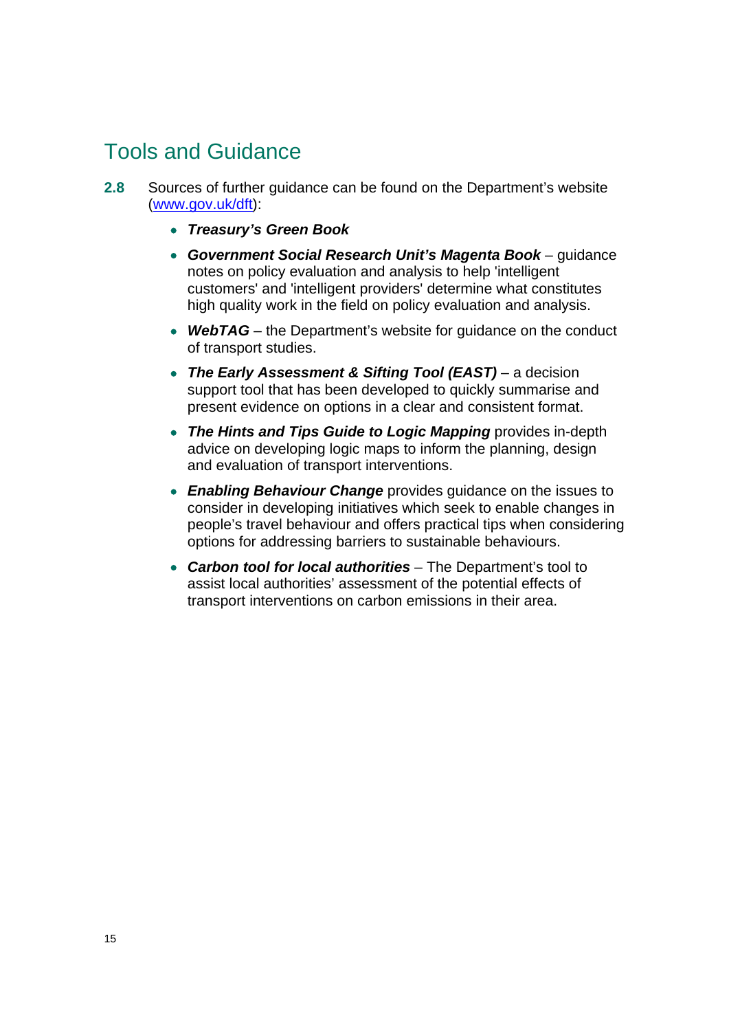## Tools and Guidance

**2.8** Sources of further guidance can be found on the Department's website (www.gov.uk/dft):

- ***Treasury's Green Book***
- ***Government Social Research Unit's Magenta Book*** – guidance notes on policy evaluation and analysis to help 'intelligent customers' and 'intelligent providers' determine what constitutes high quality work in the field on policy evaluation and analysis.
- ***WebTAG*** – the Department's website for guidance on the conduct of transport studies.
- ***The Early Assessment & Sifting Tool (EAST)*** – a decision support tool that has been developed to quickly summarise and present evidence on options in a clear and consistent format.
- ***The Hints and Tips Guide to Logic Mapping*** provides in-depth advice on developing logic maps to inform the planning, design and evaluation of transport interventions.
- ***Enabling Behaviour Change*** provides guidance on the issues to consider in developing initiatives which seek to enable changes in people's travel behaviour and offers practical tips when considering options for addressing barriers to sustainable behaviours.
- ***Carbon tool for local authorities*** – The Department's tool to assist local authorities' assessment of the potential effects of transport interventions on carbon emissions in their area.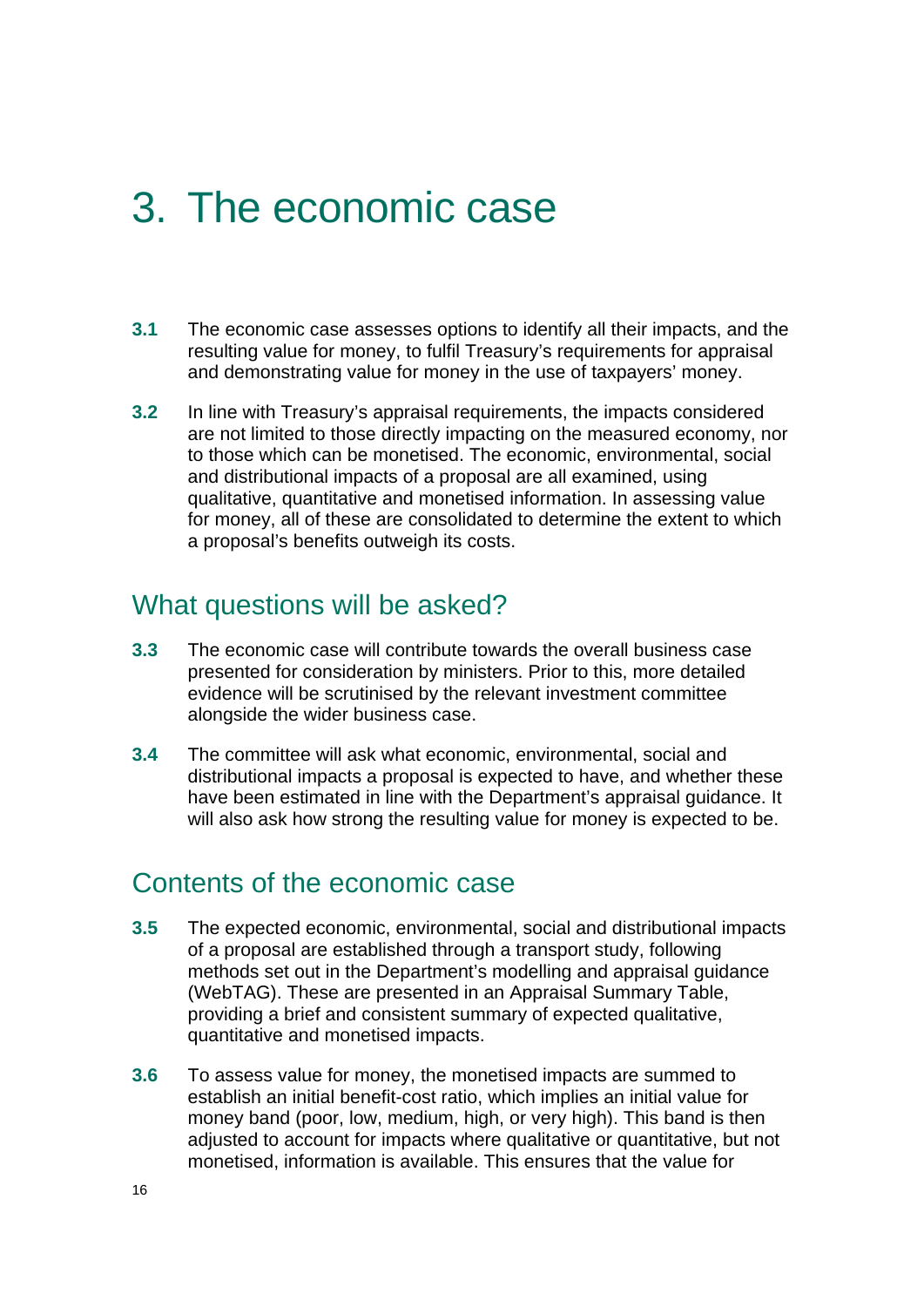# 3. The economic case

**3.1** The economic case assesses options to identify all their impacts, and the resulting value for money, to fulfil Treasury's requirements for appraisal and demonstrating value for money in the use of taxpayers' money.

**3.2** In line with Treasury's appraisal requirements, the impacts considered are not limited to those directly impacting on the measured economy, nor to those which can be monetised. The economic, environmental, social and distributional impacts of a proposal are all examined, using qualitative, quantitative and monetised information. In assessing value for money, all of these are consolidated to determine the extent to which a proposal's benefits outweigh its costs.

## What questions will be asked?

**3.3** The economic case will contribute towards the overall business case presented for consideration by ministers. Prior to this, more detailed evidence will be scrutinised by the relevant investment committee alongside the wider business case.

**3.4** The committee will ask what economic, environmental, social and distributional impacts a proposal is expected to have, and whether these have been estimated in line with the Department's appraisal guidance. It will also ask how strong the resulting value for money is expected to be.

## Contents of the economic case

**3.5** The expected economic, environmental, social and distributional impacts of a proposal are established through a transport study, following methods set out in the Department's modelling and appraisal guidance (WebTAG). These are presented in an Appraisal Summary Table, providing a brief and consistent summary of expected qualitative, quantitative and monetised impacts.

**3.6** To assess value for money, the monetised impacts are summed to establish an initial benefit-cost ratio, which implies an initial value for money band (poor, low, medium, high, or very high). This band is then adjusted to account for impacts where qualitative or quantitative, but not monetised, information is available. This ensures that the value for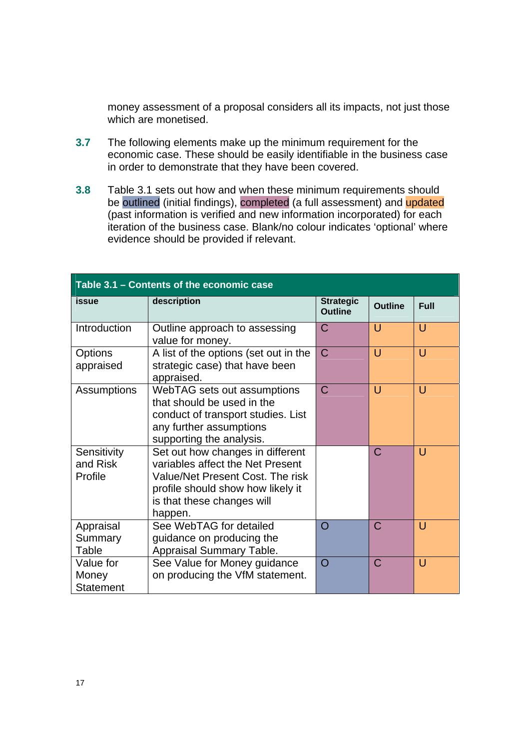money assessment of a proposal considers all its impacts, not just those which are monetised.

**3.7** The following elements make up the minimum requirement for the economic case. These should be easily identifiable in the business case in order to demonstrate that they have been covered.

**3.8** Table 3.1 sets out how and when these minimum requirements should be outlined (initial findings), completed (a full assessment) and updated (past information is verified and new information incorporated) for each iteration of the business case. Blank/no colour indicates 'optional' where evidence should be provided if relevant.

**Table 3.1 – Contents of the economic case**

| issue | description | Strategic Outline | Outline | Full |
|---|---|---|---|---|
| Introduction | Outline approach to assessing value for money. | C | U | U |
| Options appraised | A list of the options (set out in the strategic case) that have been appraised. | C | U | U |
| Assumptions | WebTAG sets out assumptions that should be used in the conduct of transport studies. List any further assumptions supporting the analysis. | C | U | U |
| Sensitivity and Risk Profile | Set out how changes in different variables affect the Net Present Value/Net Present Cost. The risk profile should show how likely it is that these changes will happen. | | C | U |
| Appraisal Summary Table | See WebTAG for detailed guidance on producing the Appraisal Summary Table. | O | C | U |
| Value for Money Statement | See Value for Money guidance on producing the VfM statement. | O | C | U |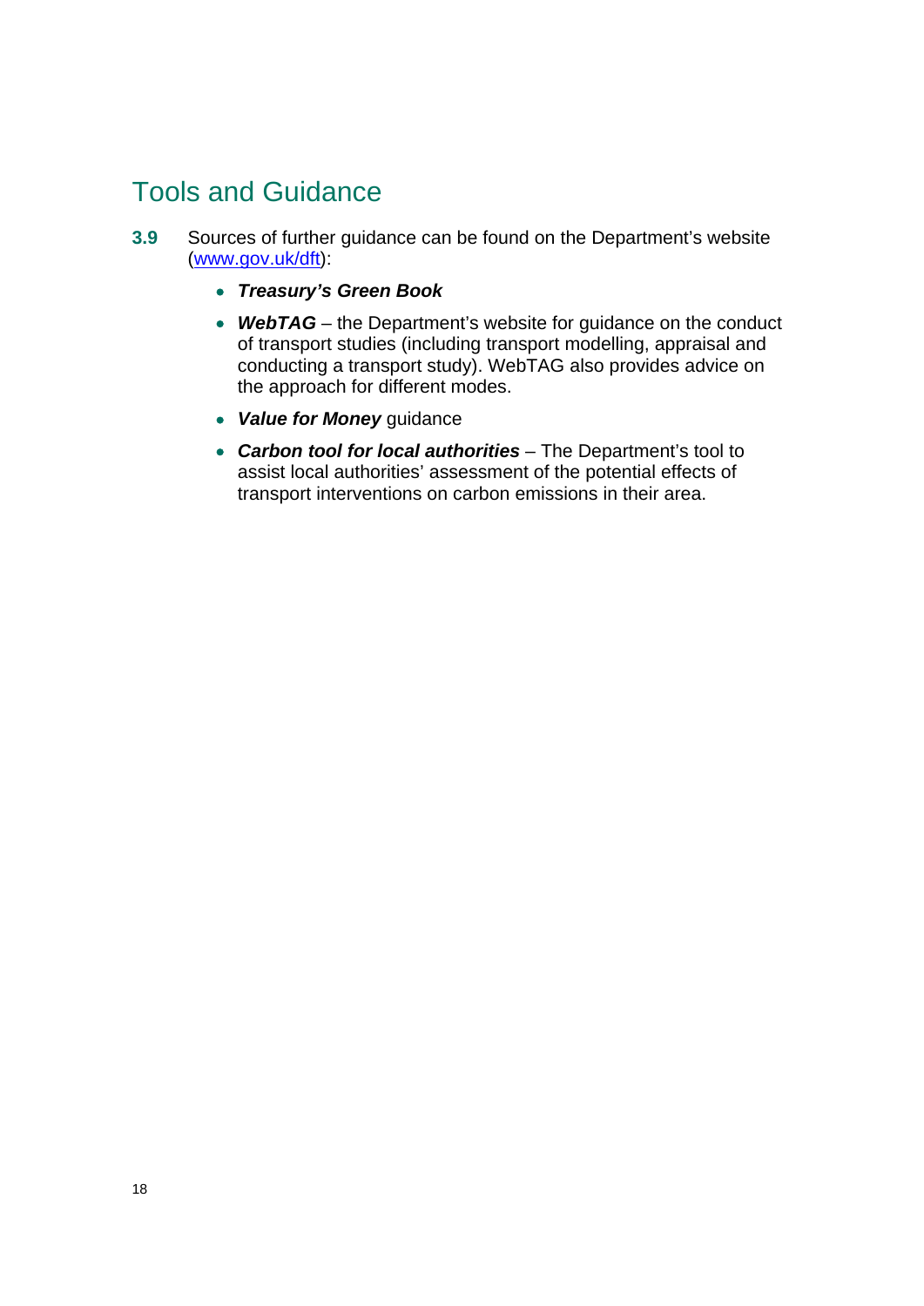## Tools and Guidance

**3.9** Sources of further guidance can be found on the Department's website ([www.gov.uk/dft](www.gov.uk/dft)):

- ***Treasury's Green Book***
- ***WebTAG*** – the Department's website for guidance on the conduct of transport studies (including transport modelling, appraisal and conducting a transport study). WebTAG also provides advice on the approach for different modes.
- ***Value for Money*** guidance
- ***Carbon tool for local authorities*** – The Department's tool to assist local authorities' assessment of the potential effects of transport interventions on carbon emissions in their area.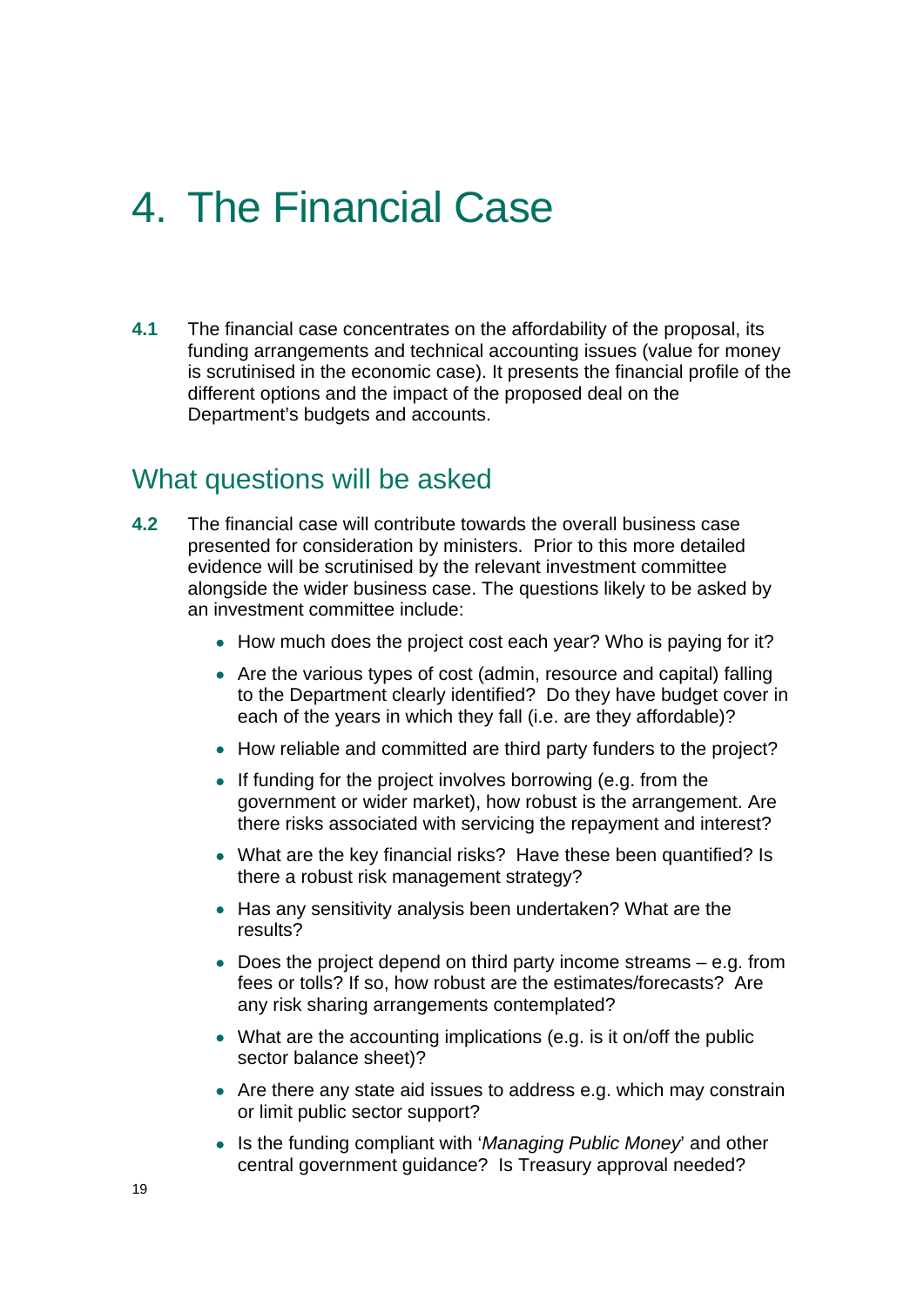# 4. The Financial Case

**4.1** The financial case concentrates on the affordability of the proposal, its funding arrangements and technical accounting issues (value for money is scrutinised in the economic case). It presents the financial profile of the different options and the impact of the proposed deal on the Department's budgets and accounts.

## What questions will be asked

**4.2** The financial case will contribute towards the overall business case presented for consideration by ministers. Prior to this more detailed evidence will be scrutinised by the relevant investment committee alongside the wider business case. The questions likely to be asked by an investment committee include:

- How much does the project cost each year? Who is paying for it?
- Are the various types of cost (admin, resource and capital) falling to the Department clearly identified? Do they have budget cover in each of the years in which they fall (i.e. are they affordable)?
- How reliable and committed are third party funders to the project?
- If funding for the project involves borrowing (e.g. from the government or wider market), how robust is the arrangement. Are there risks associated with servicing the repayment and interest?
- What are the key financial risks? Have these been quantified? Is there a robust risk management strategy?
- Has any sensitivity analysis been undertaken? What are the results?
- Does the project depend on third party income streams – e.g. from fees or tolls? If so, how robust are the estimates/forecasts? Are any risk sharing arrangements contemplated?
- What are the accounting implications (e.g. is it on/off the public sector balance sheet)?
- Are there any state aid issues to address e.g. which may constrain or limit public sector support?
- Is the funding compliant with '*Managing Public Money*' and other central government guidance? Is Treasury approval needed?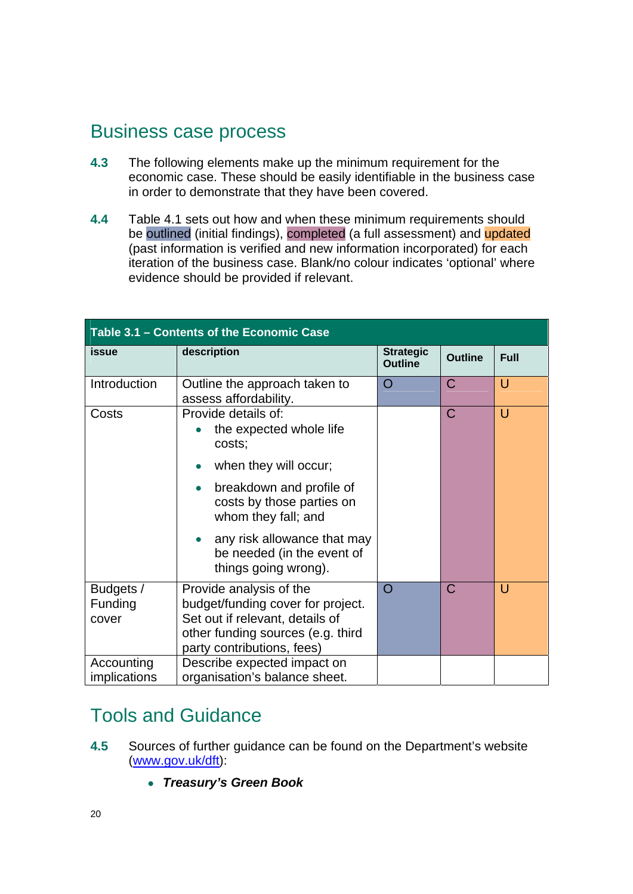## Business case process

**4.3** The following elements make up the minimum requirement for the economic case. These should be easily identifiable in the business case in order to demonstrate that they have been covered.

**4.4** Table 4.1 sets out how and when these minimum requirements should be outlined (initial findings), completed (a full assessment) and updated (past information is verified and new information incorporated) for each iteration of the business case. Blank/no colour indicates 'optional' where evidence should be provided if relevant.

**Table 3.1 – Contents of the Economic Case**

| issue | description | Strategic Outline | Outline | Full |
|---|---|---|---|---|
| Introduction | Outline the approach taken to assess affordability. | O | C | U |
| Costs | Provide details of:<br>• the expected whole life costs;<br>• when they will occur;<br>• breakdown and profile of costs by those parties on whom they fall; and<br>• any risk allowance that may be needed (in the event of things going wrong). | | C | U |
| Budgets / Funding cover | Provide analysis of the budget/funding cover for project. Set out if relevant, details of other funding sources (e.g. third party contributions, fees) | O | C | U |
| Accounting implications | Describe expected impact on organisation's balance sheet. | | | |

## Tools and Guidance

**4.5** Sources of further guidance can be found on the Department's website (www.gov.uk/dft):

- ***Treasury's Green Book***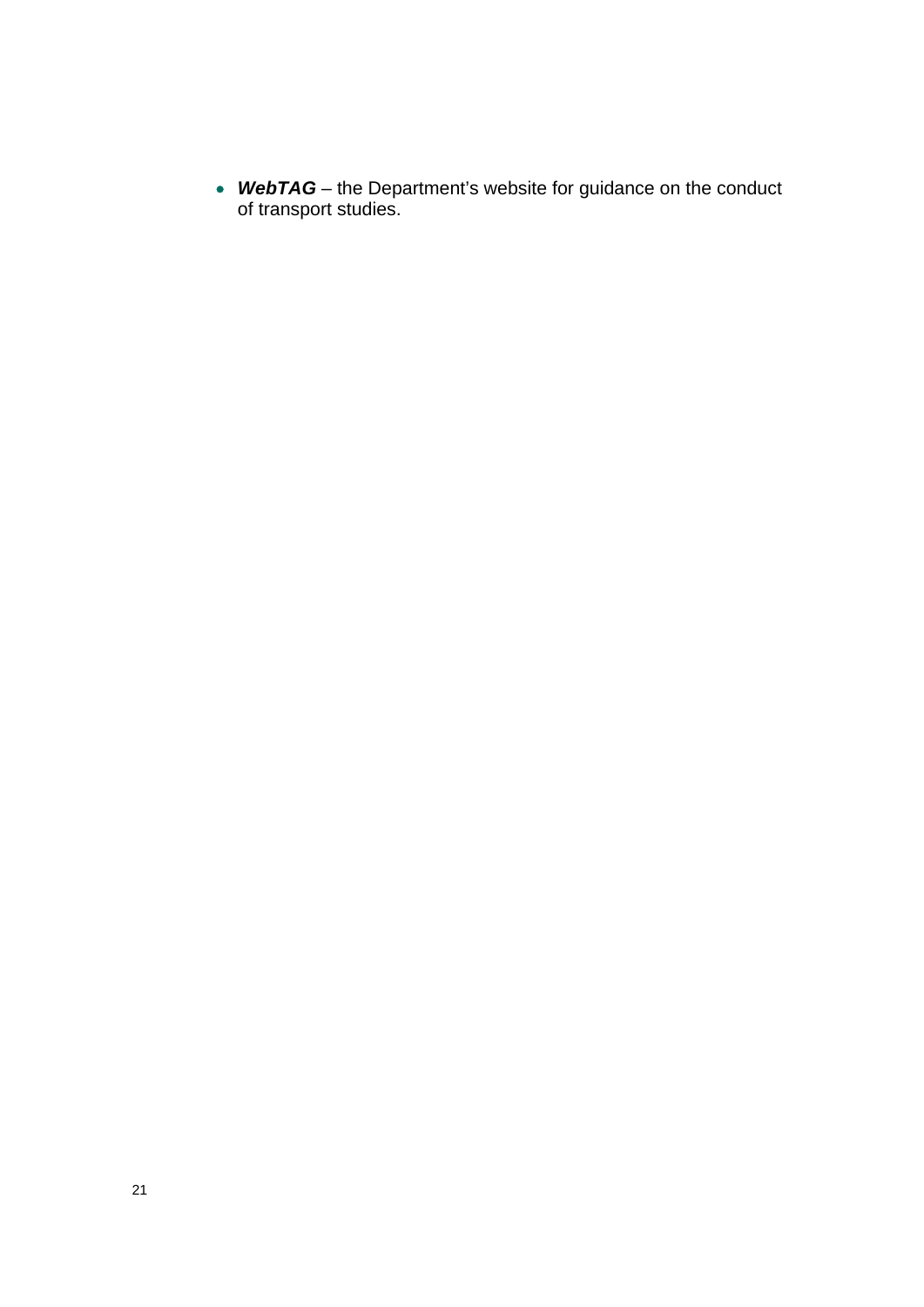- ***WebTAG*** – the Department's website for guidance on the conduct of transport studies.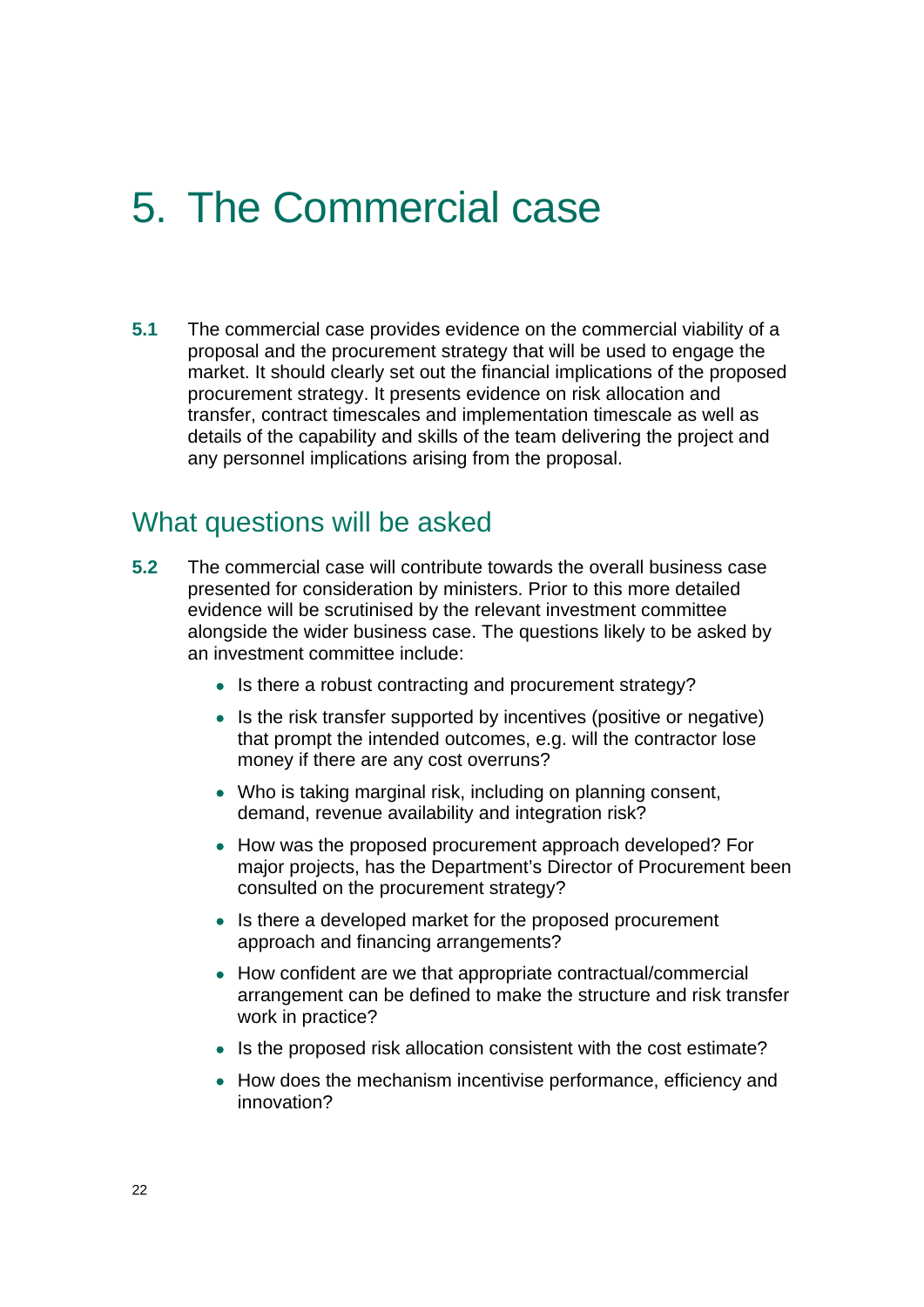# 5. The Commercial case

**5.1** The commercial case provides evidence on the commercial viability of a proposal and the procurement strategy that will be used to engage the market. It should clearly set out the financial implications of the proposed procurement strategy. It presents evidence on risk allocation and transfer, contract timescales and implementation timescale as well as details of the capability and skills of the team delivering the project and any personnel implications arising from the proposal.

## What questions will be asked

**5.2** The commercial case will contribute towards the overall business case presented for consideration by ministers. Prior to this more detailed evidence will be scrutinised by the relevant investment committee alongside the wider business case. The questions likely to be asked by an investment committee include:

- Is there a robust contracting and procurement strategy?
- Is the risk transfer supported by incentives (positive or negative) that prompt the intended outcomes, e.g. will the contractor lose money if there are any cost overruns?
- Who is taking marginal risk, including on planning consent, demand, revenue availability and integration risk?
- How was the proposed procurement approach developed? For major projects, has the Department's Director of Procurement been consulted on the procurement strategy?
- Is there a developed market for the proposed procurement approach and financing arrangements?
- How confident are we that appropriate contractual/commercial arrangement can be defined to make the structure and risk transfer work in practice?
- Is the proposed risk allocation consistent with the cost estimate?
- How does the mechanism incentivise performance, efficiency and innovation?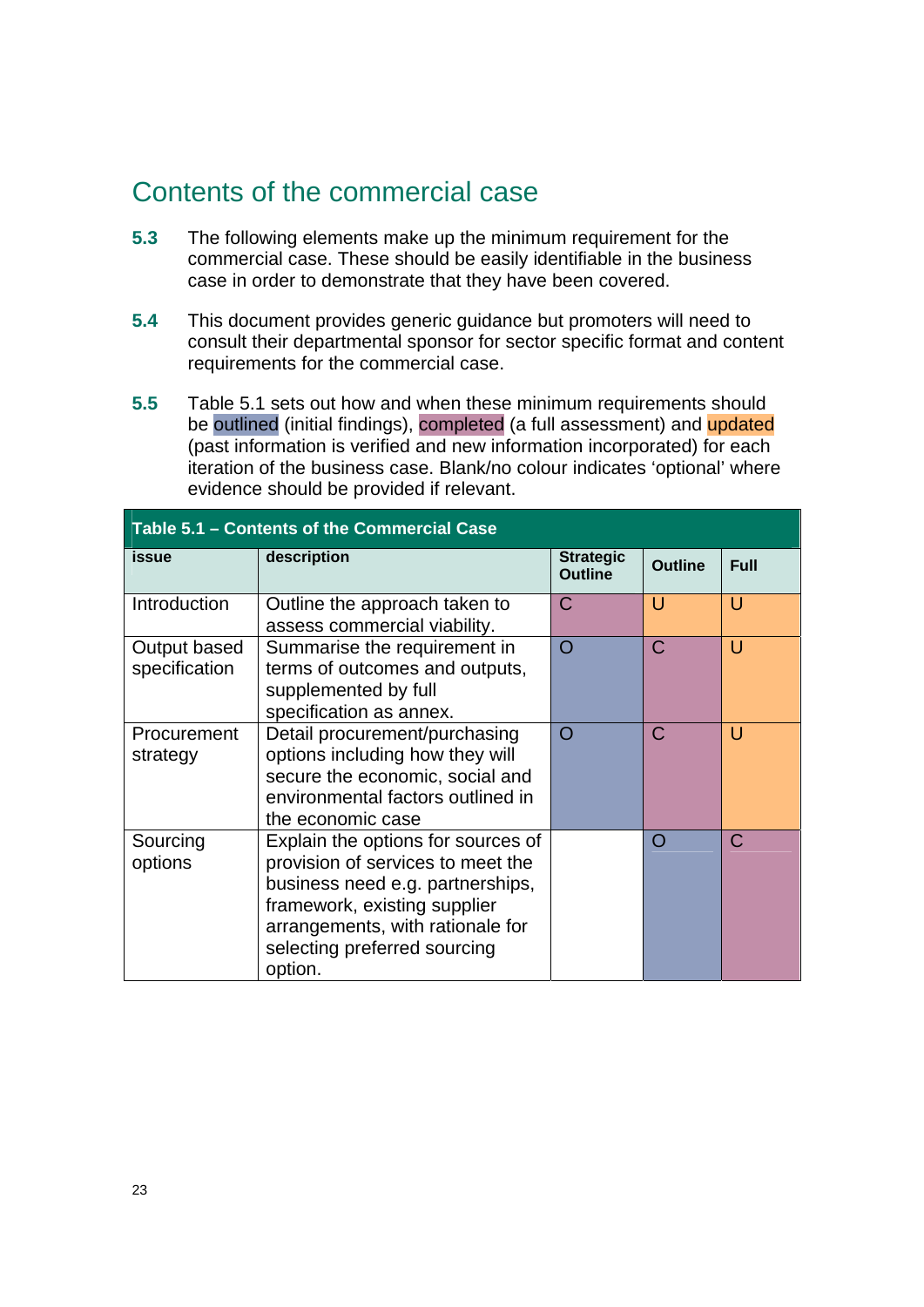## Contents of the commercial case

**5.3** The following elements make up the minimum requirement for the commercial case. These should be easily identifiable in the business case in order to demonstrate that they have been covered.

**5.4** This document provides generic guidance but promoters will need to consult their departmental sponsor for sector specific format and content requirements for the commercial case.

**5.5** Table 5.1 sets out how and when these minimum requirements should be outlined (initial findings), completed (a full assessment) and updated (past information is verified and new information incorporated) for each iteration of the business case. Blank/no colour indicates 'optional' where evidence should be provided if relevant.

**Table 5.1 – Contents of the Commercial Case**

| issue | description | Strategic Outline | Outline | Full |
|---|---|---|---|---|
| Introduction | Outline the approach taken to assess commercial viability. | C | U | U |
| Output based specification | Summarise the requirement in terms of outcomes and outputs, supplemented by full specification as annex. | O | C | U |
| Procurement strategy | Detail procurement/purchasing options including how they will secure the economic, social and environmental factors outlined in the economic case | O | C | U |
| Sourcing options | Explain the options for sources of provision of services to meet the business need e.g. partnerships, framework, existing supplier arrangements, with rationale for selecting preferred sourcing option. | | O | C |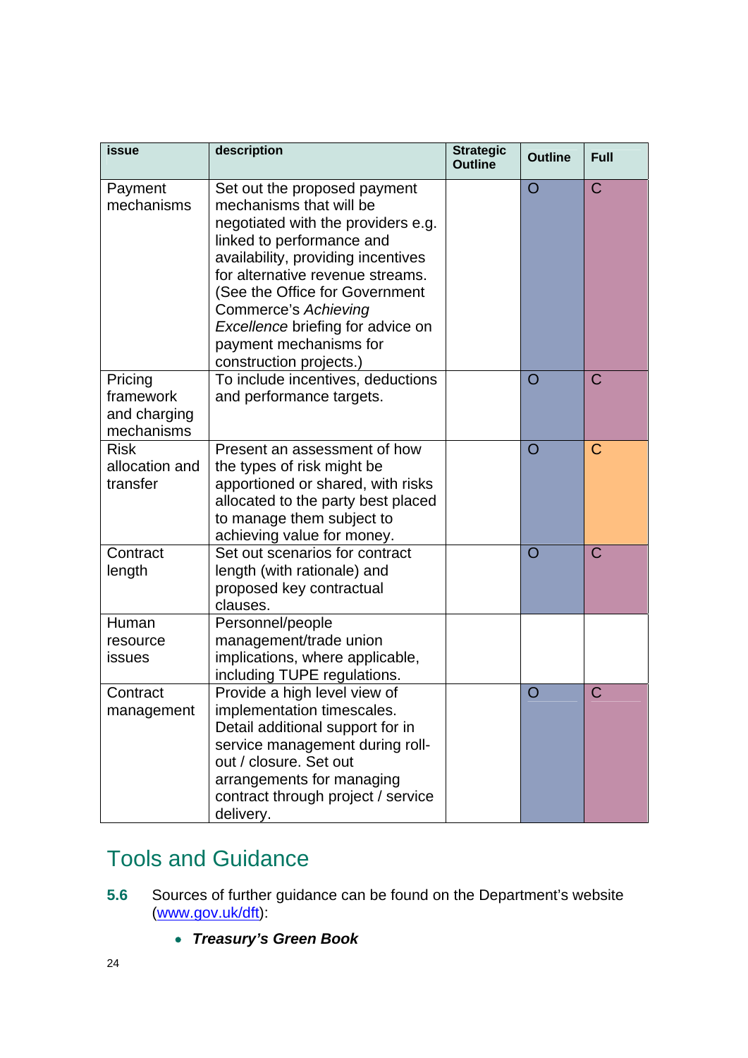| issue | description | Strategic Outline | Outline | Full |
|---|---|---|---|---|
| Payment mechanisms | Set out the proposed payment mechanisms that will be negotiated with the providers e.g. linked to performance and availability, providing incentives for alternative revenue streams. (See the Office for Government Commerce's *Achieving Excellence* briefing for advice on payment mechanisms for construction projects.) | | O | C |
| Pricing framework and charging mechanisms | To include incentives, deductions and performance targets. | | O | C |
| Risk allocation and transfer | Present an assessment of how the types of risk might be apportioned or shared, with risks allocated to the party best placed to manage them subject to achieving value for money. | | O | C |
| Contract length | Set out scenarios for contract length (with rationale) and proposed key contractual clauses. | | O | C |
| Human resource issues | Personnel/people management/trade union implications, where applicable, including TUPE regulations. | | | |
| Contract management | Provide a high level view of implementation timescales. Detail additional support for in service management during roll-out / closure. Set out arrangements for managing contract through project / service delivery. | | O | C |

## Tools and Guidance

**5.6** Sources of further guidance can be found on the Department's website (www.gov.uk/dft):

- ***Treasury's Green Book***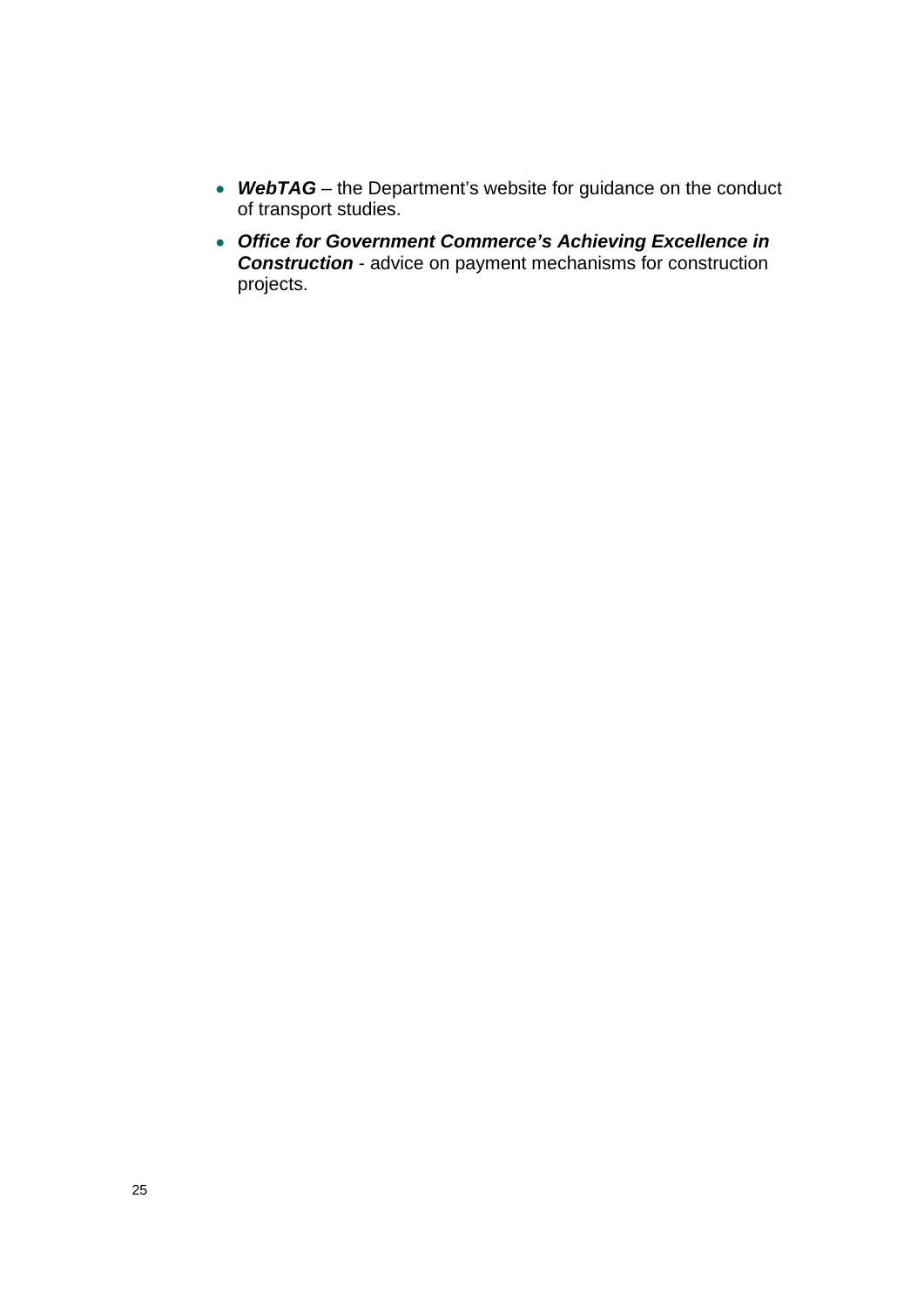- ***WebTAG*** – the Department's website for guidance on the conduct of transport studies.
- ***Office for Government Commerce's Achieving Excellence in Construction*** - advice on payment mechanisms for construction projects.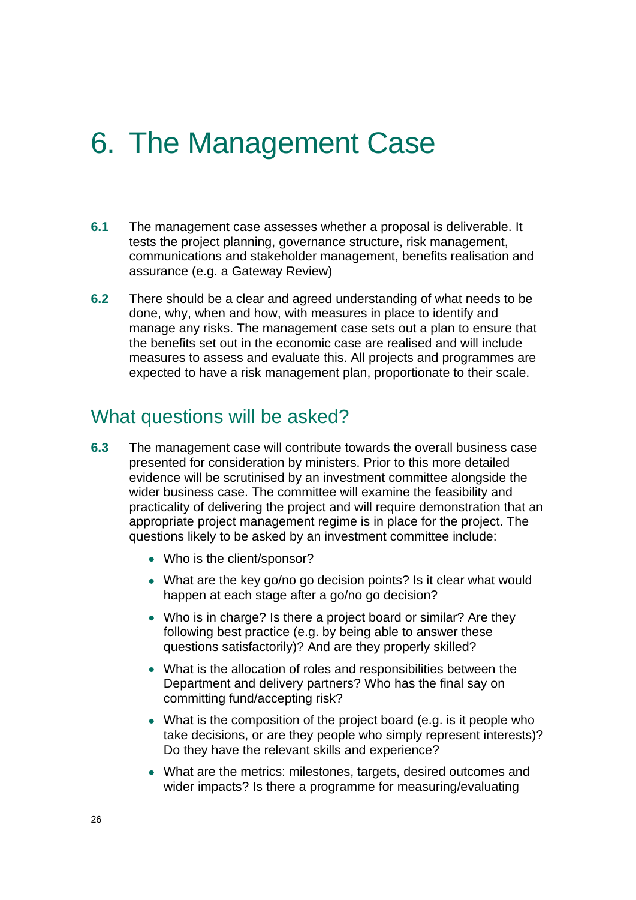# 6. The Management Case

**6.1** The management case assesses whether a proposal is deliverable. It tests the project planning, governance structure, risk management, communications and stakeholder management, benefits realisation and assurance (e.g. a Gateway Review)

**6.2** There should be a clear and agreed understanding of what needs to be done, why, when and how, with measures in place to identify and manage any risks. The management case sets out a plan to ensure that the benefits set out in the economic case are realised and will include measures to assess and evaluate this. All projects and programmes are expected to have a risk management plan, proportionate to their scale.

## What questions will be asked?

**6.3** The management case will contribute towards the overall business case presented for consideration by ministers. Prior to this more detailed evidence will be scrutinised by an investment committee alongside the wider business case. The committee will examine the feasibility and practicality of delivering the project and will require demonstration that an appropriate project management regime is in place for the project. The questions likely to be asked by an investment committee include:

- Who is the client/sponsor?
- What are the key go/no go decision points? Is it clear what would happen at each stage after a go/no go decision?
- Who is in charge? Is there a project board or similar? Are they following best practice (e.g. by being able to answer these questions satisfactorily)? And are they properly skilled?
- What is the allocation of roles and responsibilities between the Department and delivery partners? Who has the final say on committing fund/accepting risk?
- What is the composition of the project board (e.g. is it people who take decisions, or are they people who simply represent interests)? Do they have the relevant skills and experience?
- What are the metrics: milestones, targets, desired outcomes and wider impacts? Is there a programme for measuring/evaluating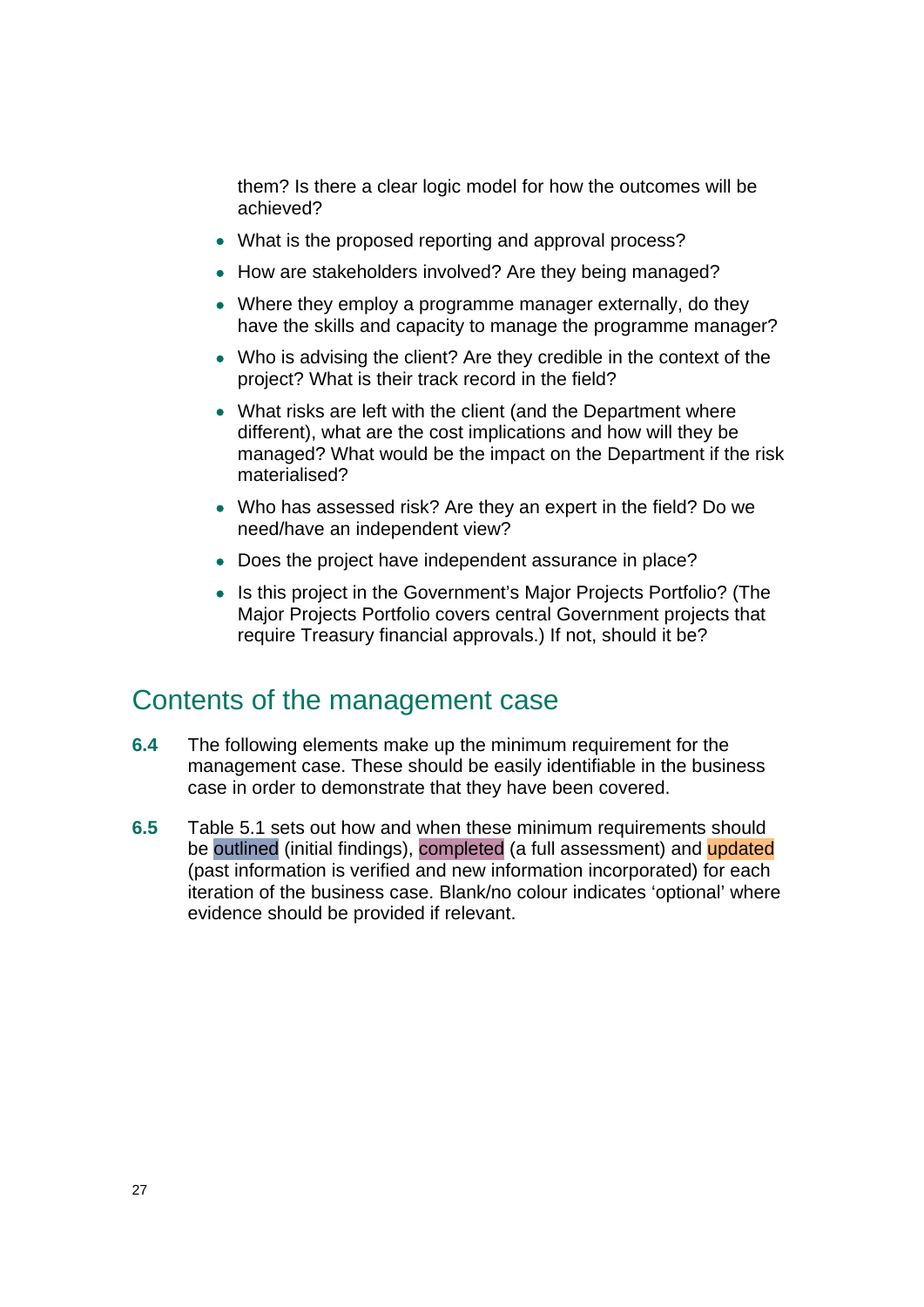them? Is there a clear logic model for how the outcomes will be achieved?

- What is the proposed reporting and approval process?
- How are stakeholders involved? Are they being managed?
- Where they employ a programme manager externally, do they have the skills and capacity to manage the programme manager?
- Who is advising the client? Are they credible in the context of the project? What is their track record in the field?
- What risks are left with the client (and the Department where different), what are the cost implications and how will they be managed? What would be the impact on the Department if the risk materialised?
- Who has assessed risk? Are they an expert in the field? Do we need/have an independent view?
- Does the project have independent assurance in place?
- Is this project in the Government's Major Projects Portfolio? (The Major Projects Portfolio covers central Government projects that require Treasury financial approvals.) If not, should it be?

## Contents of the management case

**6.4** The following elements make up the minimum requirement for the management case. These should be easily identifiable in the business case in order to demonstrate that they have been covered.

**6.5** Table 5.1 sets out how and when these minimum requirements should be outlined (initial findings), completed (a full assessment) and updated (past information is verified and new information incorporated) for each iteration of the business case. Blank/no colour indicates 'optional' where evidence should be provided if relevant.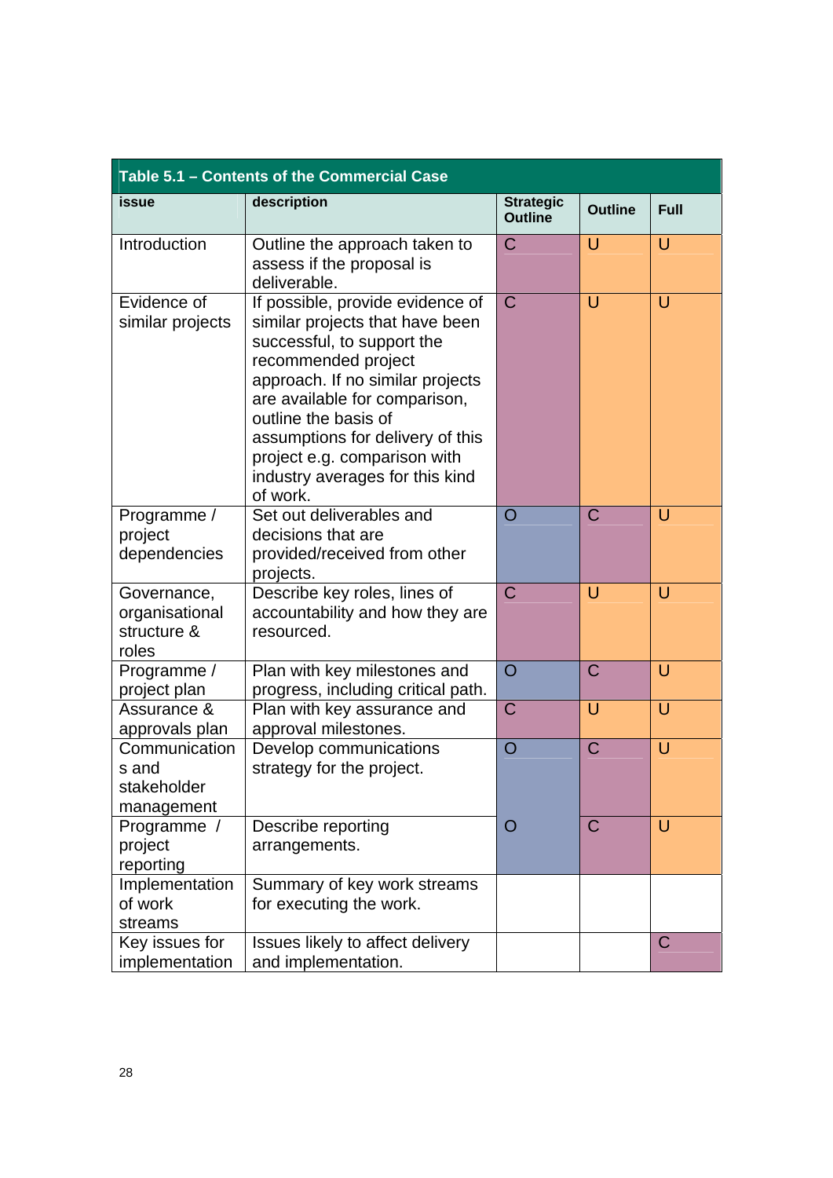| Table 5.1 – Contents of the Commercial Case | | | | |
|---|---|---|---|---|
| **issue** | **description** | **Strategic Outline** | **Outline** | **Full** |
| Introduction | Outline the approach taken to assess if the proposal is deliverable. | C | U | U |
| Evidence of similar projects | If possible, provide evidence of similar projects that have been successful, to support the recommended project approach. If no similar projects are available for comparison, outline the basis of assumptions for delivery of this project e.g. comparison with industry averages for this kind of work. | C | U | U |
| Programme / project dependencies | Set out deliverables and decisions that are provided/received from other projects. | O | C | U |
| Governance, organisational structure & roles | Describe key roles, lines of accountability and how they are resourced. | C | U | U |
| Programme / project plan | Plan with key milestones and progress, including critical path. | O | C | U |
| Assurance & approvals plan | Plan with key assurance and approval milestones. | C | U | U |
| Communications and stakeholder management | Develop communications strategy for the project. | O | C | U |
| Programme / project reporting | Describe reporting arrangements. | O | C | U |
| Implementation of work streams | Summary of key work streams for executing the work. | | | |
| Key issues for implementation | Issues likely to affect delivery and implementation. | | | C |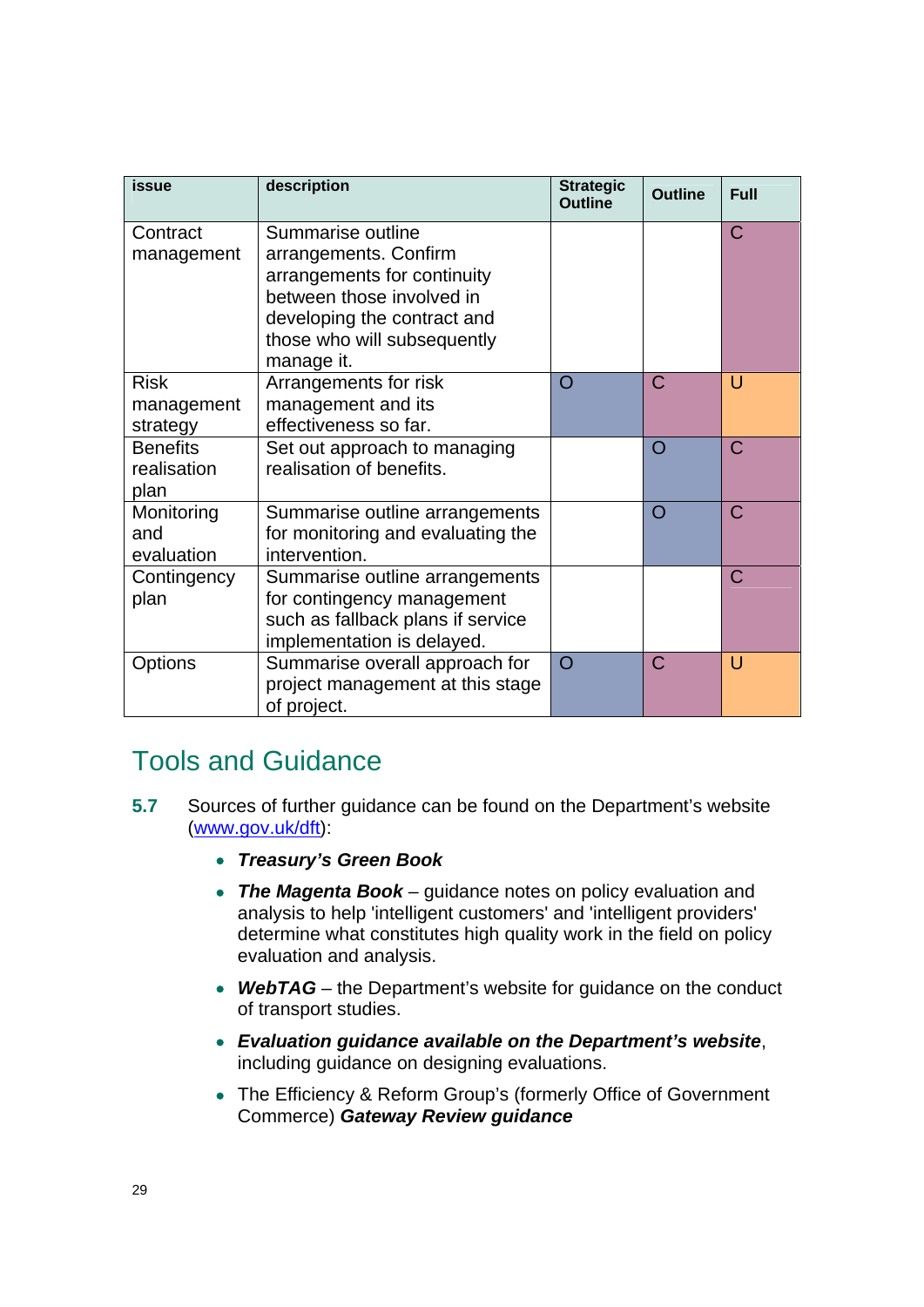| issue | description | Strategic Outline | Outline | Full |
|---|---|---|---|---|
| Contract management | Summarise outline arrangements. Confirm arrangements for continuity between those involved in developing the contract and those who will subsequently manage it. | | | C |
| Risk management strategy | Arrangements for risk management and its effectiveness so far. | O | C | U |
| Benefits realisation plan | Set out approach to managing realisation of benefits. | | O | C |
| Monitoring and evaluation | Summarise outline arrangements for monitoring and evaluating the intervention. | | O | C |
| Contingency plan | Summarise outline arrangements for contingency management such as fallback plans if service implementation is delayed. | | | C |
| Options | Summarise overall approach for project management at this stage of project. | O | C | U |

## Tools and Guidance

**5.7** Sources of further guidance can be found on the Department's website (www.gov.uk/dft):

- ***Treasury's Green Book***
- ***The Magenta Book*** – guidance notes on policy evaluation and analysis to help 'intelligent customers' and 'intelligent providers' determine what constitutes high quality work in the field on policy evaluation and analysis.
- ***WebTAG*** – the Department's website for guidance on the conduct of transport studies.
- ***Evaluation guidance available on the Department's website***, including guidance on designing evaluations.
- The Efficiency & Reform Group's (formerly Office of Government Commerce) ***Gateway Review guidance***